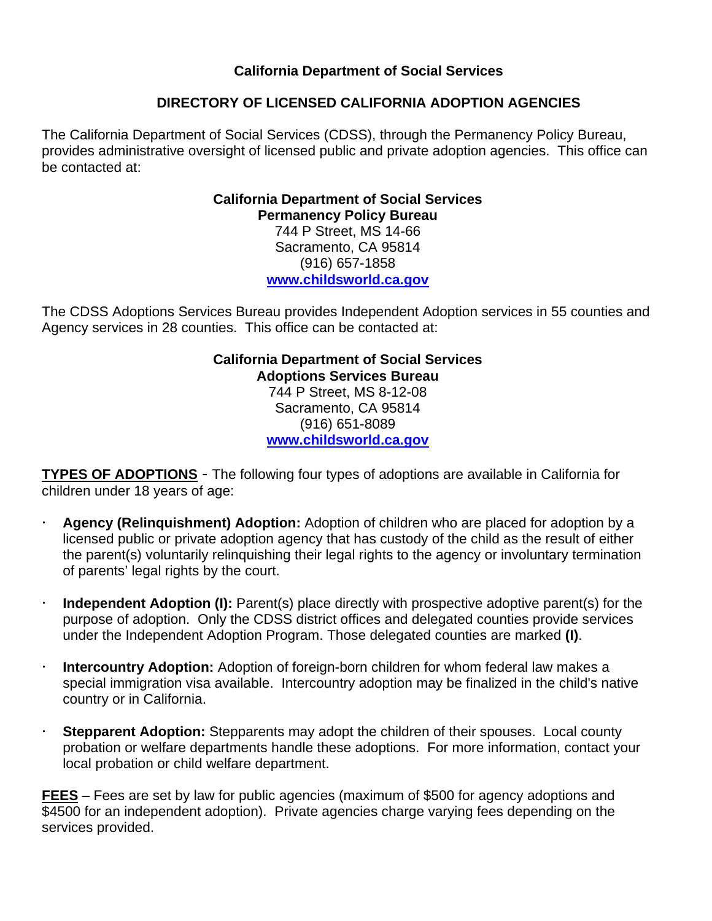# California Department of Social Services

## DIRECTORY OF LICENSED CALIFORNIA ADOPTION AGENCIES

The California Department of Social Services (CDSS), through the Permanency Policy Bureau, provides administrative oversight of licensed public and private adoption agencies. This office can be contacted at:

**California Department of Social Services**
**Permanency Policy Bureau**
744 P Street, MS 14-66
Sacramento, CA 95814
(916) 657-1858
[www.childsworld.ca.gov](www.childsworld.ca.gov)

The CDSS Adoptions Services Bureau provides Independent Adoption services in 55 counties and Agency services in 28 counties. This office can be contacted at:

**California Department of Social Services**
**Adoptions Services Bureau**
744 P Street, MS 8-12-08
Sacramento, CA 95814
(916) 651-8089
[www.childsworld.ca.gov](www.childsworld.ca.gov)

**TYPES OF ADOPTIONS** - The following four types of adoptions are available in California for children under 18 years of age:

- **Agency (Relinquishment) Adoption:** Adoption of children who are placed for adoption by a licensed public or private adoption agency that has custody of the child as the result of either the parent(s) voluntarily relinquishing their legal rights to the agency or involuntary termination of parents' legal rights by the court.
- **Independent Adoption (I):** Parent(s) place directly with prospective adoptive parent(s) for the purpose of adoption. Only the CDSS district offices and delegated counties provide services under the Independent Adoption Program. Those delegated counties are marked **(I)**.
- **Intercountry Adoption:** Adoption of foreign-born children for whom federal law makes a special immigration visa available. Intercountry adoption may be finalized in the child's native country or in California.
- **Stepparent Adoption:** Stepparents may adopt the children of their spouses. Local county probation or welfare departments handle these adoptions. For more information, contact your local probation or child welfare department.

**FEES** – Fees are set by law for public agencies (maximum of $500 for agency adoptions and $4500 for an independent adoption). Private agencies charge varying fees depending on the services provided.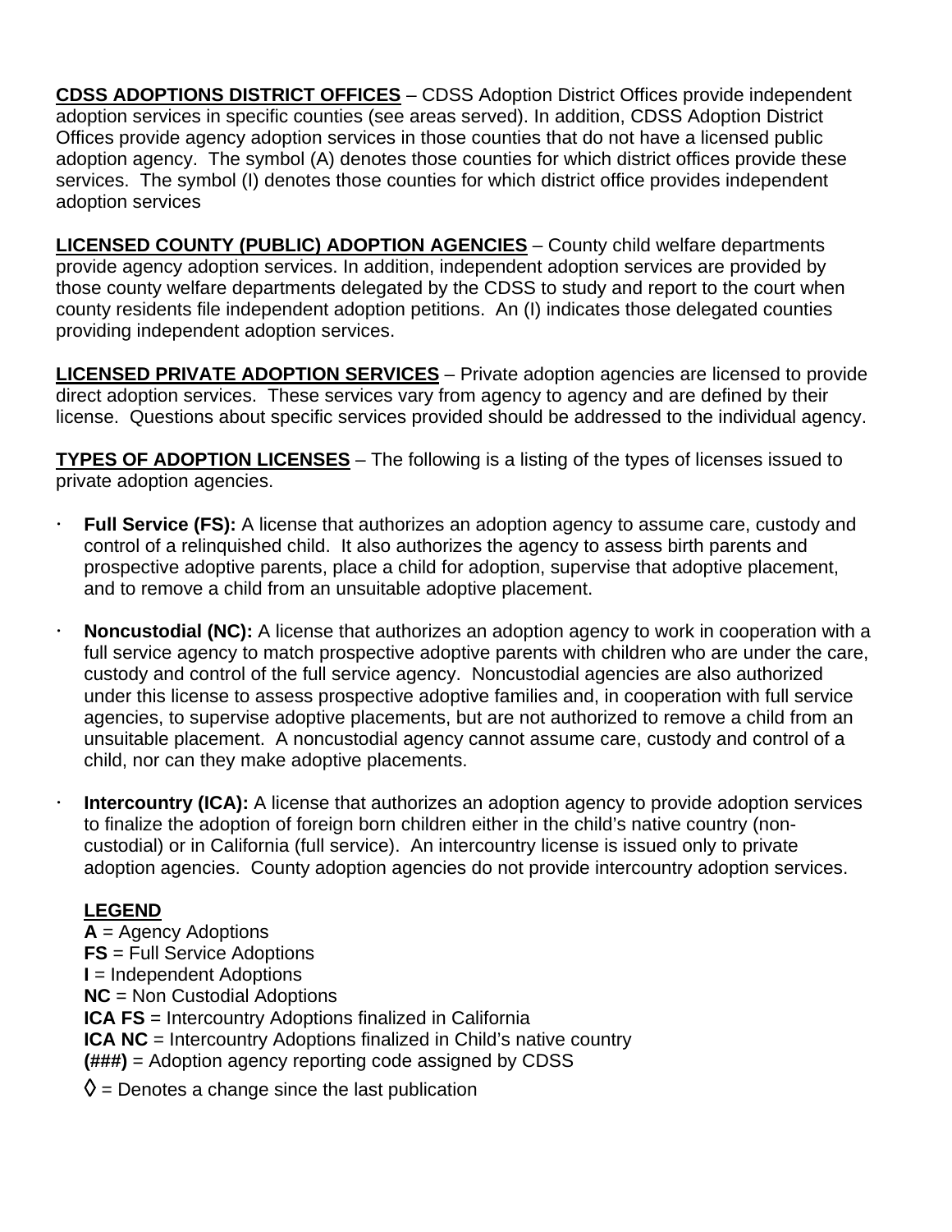**<u>CDSS ADOPTIONS DISTRICT OFFICES</u>** – CDSS Adoption District Offices provide independent adoption services in specific counties (see areas served). In addition, CDSS Adoption District Offices provide agency adoption services in those counties that do not have a licensed public adoption agency. The symbol (A) denotes those counties for which district offices provide these services. The symbol (I) denotes those counties for which district office provides independent adoption services

**<u>LICENSED COUNTY (PUBLIC) ADOPTION AGENCIES</u>** – County child welfare departments provide agency adoption services. In addition, independent adoption services are provided by those county welfare departments delegated by the CDSS to study and report to the court when county residents file independent adoption petitions. An (I) indicates those delegated counties providing independent adoption services.

**<u>LICENSED PRIVATE ADOPTION SERVICES</u>** – Private adoption agencies are licensed to provide direct adoption services. These services vary from agency to agency and are defined by their license. Questions about specific services provided should be addressed to the individual agency.

**<u>TYPES OF ADOPTION LICENSES</u>** – The following is a listing of the types of licenses issued to private adoption agencies.

- **Full Service (FS):** A license that authorizes an adoption agency to assume care, custody and control of a relinquished child. It also authorizes the agency to assess birth parents and prospective adoptive parents, place a child for adoption, supervise that adoptive placement, and to remove a child from an unsuitable adoptive placement.

- **Noncustodial (NC):** A license that authorizes an adoption agency to work in cooperation with a full service agency to match prospective adoptive parents with children who are under the care, custody and control of the full service agency. Noncustodial agencies are also authorized under this license to assess prospective adoptive families and, in cooperation with full service agencies, to supervise adoptive placements, but are not authorized to remove a child from an unsuitable placement. A noncustodial agency cannot assume care, custody and control of a child, nor can they make adoptive placements.

- **Intercountry (ICA):** A license that authorizes an adoption agency to provide adoption services to finalize the adoption of foreign born children either in the child's native country (non-custodial) or in California (full service). An intercountry license is issued only to private adoption agencies. County adoption agencies do not provide intercountry adoption services.

**<u>LEGEND</u>**

**A** = Agency Adoptions
**FS** = Full Service Adoptions
**I** = Independent Adoptions
**NC** = Non Custodial Adoptions
**ICA FS** = Intercountry Adoptions finalized in California
**ICA NC** = Intercountry Adoptions finalized in Child's native country
**(###)** = Adoption agency reporting code assigned by CDSS
◊ = Denotes a change since the last publication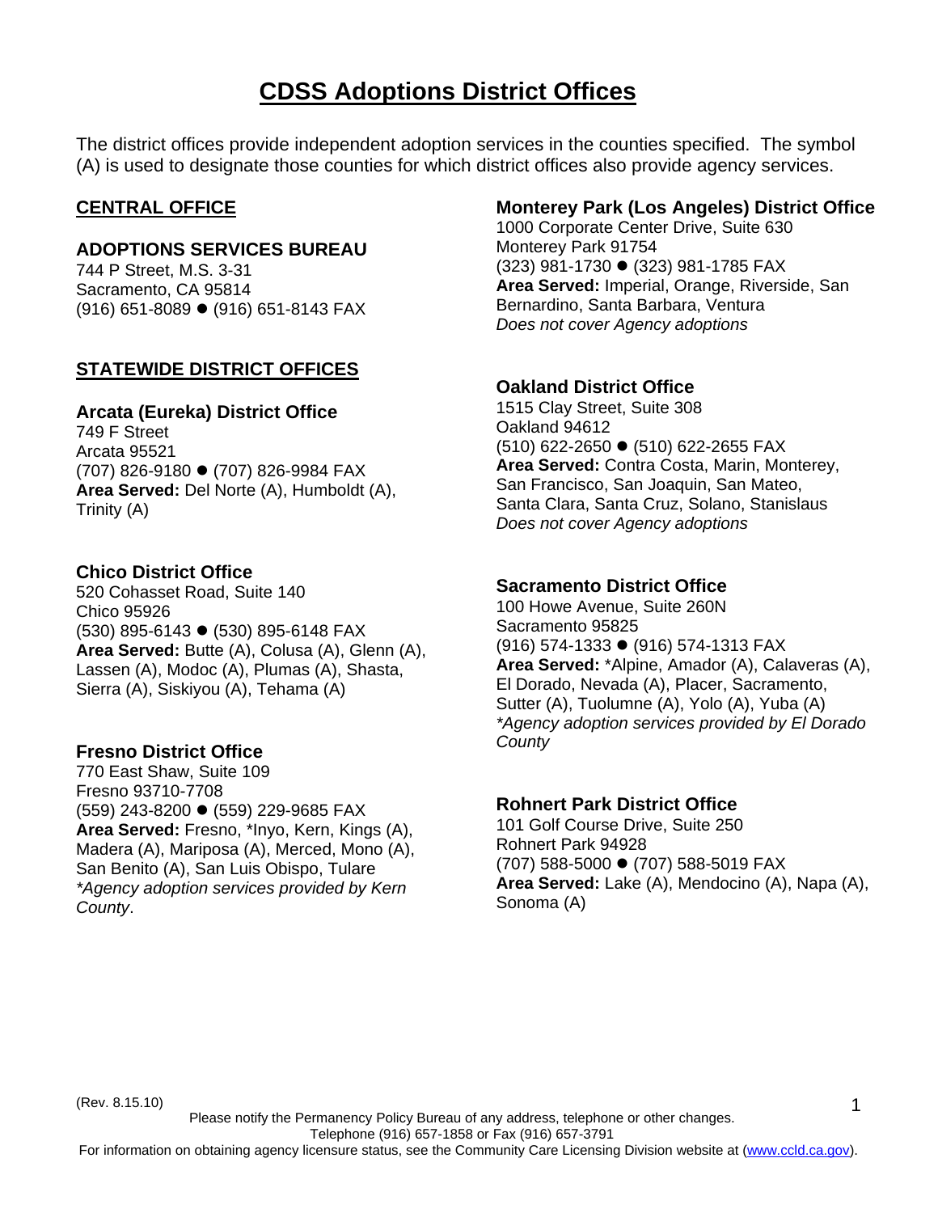# CDSS Adoptions District Offices

The district offices provide independent adoption services in the counties specified. The symbol (A) is used to designate those counties for which district offices also provide agency services.

## CENTRAL OFFICE

### ADOPTIONS SERVICES BUREAU

744 P Street, M.S. 3-31
Sacramento, CA 95814
(916) 651-8089 ● (916) 651-8143 FAX

## STATEWIDE DISTRICT OFFICES

### Arcata (Eureka) District Office

749 F Street
Arcata 95521
(707) 826-9180 ● (707) 826-9984 FAX
**Area Served:** Del Norte (A), Humboldt (A), Trinity (A)

### Chico District Office

520 Cohasset Road, Suite 140
Chico 95926
(530) 895-6143 ● (530) 895-6148 FAX
**Area Served:** Butte (A), Colusa (A), Glenn (A), Lassen (A), Modoc (A), Plumas (A), Shasta, Sierra (A), Siskiyou (A), Tehama (A)

### Fresno District Office

770 East Shaw, Suite 109
Fresno 93710-7708
(559) 243-8200 ● (559) 229-9685 FAX
**Area Served:** Fresno, *Inyo, Kern, Kings (A), Madera (A), Mariposa (A), Merced, Mono (A), San Benito (A), San Luis Obispo, Tulare
*\*Agency adoption services provided by Kern County*.

### Monterey Park (Los Angeles) District Office

1000 Corporate Center Drive, Suite 630
Monterey Park 91754
(323) 981-1730 ● (323) 981-1785 FAX
**Area Served:** Imperial, Orange, Riverside, San Bernardino, Santa Barbara, Ventura
*Does not cover Agency adoptions*

### Oakland District Office

1515 Clay Street, Suite 308
Oakland 94612
(510) 622-2650 ● (510) 622-2655 FAX
**Area Served:** Contra Costa, Marin, Monterey, San Francisco, San Joaquin, San Mateo, Santa Clara, Santa Cruz, Solano, Stanislaus
*Does not cover Agency adoptions*

### Sacramento District Office

100 Howe Avenue, Suite 260N
Sacramento 95825
(916) 574-1333 ● (916) 574-1313 FAX
**Area Served:** *Alpine, Amador (A), Calaveras (A), El Dorado, Nevada (A), Placer, Sacramento, Sutter (A), Tuolumne (A), Yolo (A), Yuba (A)
*\*Agency adoption services provided by El Dorado County*

### Rohnert Park District Office

101 Golf Course Drive, Suite 250
Rohnert Park 94928
(707) 588-5000 ● (707) 588-5019 FAX
**Area Served:** Lake (A), Mendocino (A), Napa (A), Sonoma (A)

(Rev. 8.15.10)

Please notify the Permanency Policy Bureau of any address, telephone or other changes.
Telephone (916) 657-1858 or Fax (916) 657-3791
For information on obtaining agency licensure status, see the Community Care Licensing Division website at (www.ccld.ca.gov).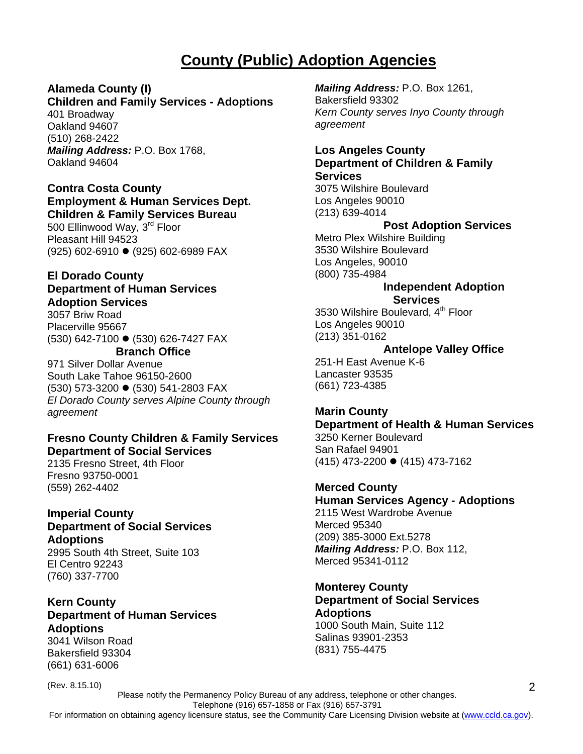# County (Public) Adoption Agencies

**Alameda County (I)**
**Children and Family Services - Adoptions**
401 Broadway
Oakland 94607
(510) 268-2422
***Mailing Address:*** P.O. Box 1768,
Oakland 94604

**Contra Costa County**
**Employment & Human Services Dept.**
**Children & Family Services Bureau**
500 Ellinwood Way, 3rd Floor
Pleasant Hill 94523
(925) 602-6910 ● (925) 602-6989 FAX

**El Dorado County**
**Department of Human Services**
**Adoption Services**
3057 Briw Road
Placerville 95667
(530) 642-7100 ● (530) 626-7427 FAX

**Branch Office**
971 Silver Dollar Avenue
South Lake Tahoe 96150-2600
(530) 573-3200 ● (530) 541-2803 FAX
*El Dorado County serves Alpine County through agreement*

**Fresno County Children & Family Services**
**Department of Social Services**
2135 Fresno Street, 4th Floor
Fresno 93750-0001
(559) 262-4402

**Imperial County**
**Department of Social Services**
**Adoptions**
2995 South 4th Street, Suite 103
El Centro 92243
(760) 337-7700

**Kern County**
**Department of Human Services**
**Adoptions**
3041 Wilson Road
Bakersfield 93304
(661) 631-6006
***Mailing Address:*** P.O. Box 1261,
Bakersfield 93302
*Kern County serves Inyo County through agreement*

**Los Angeles County**
**Department of Children & Family Services**
3075 Wilshire Boulevard
Los Angeles 90010
(213) 639-4014

**Post Adoption Services**
Metro Plex Wilshire Building
3530 Wilshire Boulevard
Los Angeles, 90010
(800) 735-4984

**Independent Adoption Services**
3530 Wilshire Boulevard, 4th Floor
Los Angeles 90010
(213) 351-0162

**Antelope Valley Office**
251-H East Avenue K-6
Lancaster 93535
(661) 723-4385

**Marin County**
**Department of Health & Human Services**
3250 Kerner Boulevard
San Rafael 94901
(415) 473-2200 ● (415) 473-7162

**Merced County**
**Human Services Agency - Adoptions**
2115 West Wardrobe Avenue
Merced 95340
(209) 385-3000 Ext.5278
***Mailing Address:*** P.O. Box 112,
Merced 95341-0112

**Monterey County**
**Department of Social Services**
**Adoptions**
1000 South Main, Suite 112
Salinas 93901-2353
(831) 755-4475

(Rev. 8.15.10)

Please notify the Permanency Policy Bureau of any address, telephone or other changes.
Telephone (916) 657-1858 or Fax (916) 657-3791
For information on obtaining agency licensure status, see the Community Care Licensing Division website at (www.ccld.ca.gov).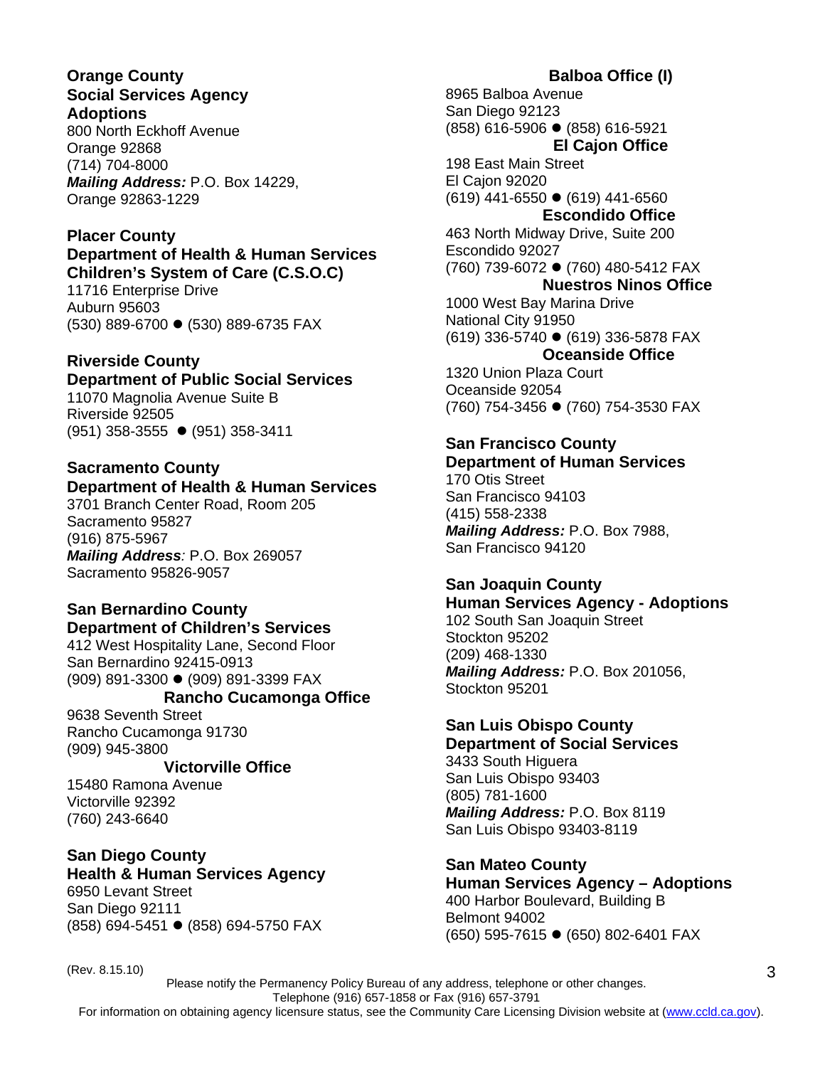**Orange County**
**Social Services Agency**
**Adoptions**
800 North Eckhoff Avenue
Orange 92868
(714) 704-8000
***Mailing Address:*** P.O. Box 14229,
Orange 92863-1229

**Placer County**
**Department of Health & Human Services**
**Children's System of Care (C.S.O.C)**
11716 Enterprise Drive
Auburn 95603
(530) 889-6700 ● (530) 889-6735 FAX

**Riverside County**
**Department of Public Social Services**
11070 Magnolia Avenue Suite B
Riverside 92505
(951) 358-3555 ● (951) 358-3411

**Sacramento County**
**Department of Health & Human Services**
3701 Branch Center Road, Room 205
Sacramento 95827
(916) 875-5967
***Mailing Address****:* P.O. Box 269057
Sacramento 95826-9057

**San Bernardino County**
**Department of Children's Services**
412 West Hospitality Lane, Second Floor
San Bernardino 92415-0913
(909) 891-3300 ● (909) 891-3399 FAX

**Rancho Cucamonga Office**
9638 Seventh Street
Rancho Cucamonga 91730
(909) 945-3800

**Victorville Office**
15480 Ramona Avenue
Victorville 92392
(760) 243-6640

**San Diego County**
**Health & Human Services Agency**
6950 Levant Street
San Diego 92111
(858) 694-5451 ● (858) 694-5750 FAX

**Balboa Office (I)**
8965 Balboa Avenue
San Diego 92123
(858) 616-5906 ● (858) 616-5921

**El Cajon Office**
198 East Main Street
El Cajon 92020
(619) 441-6550 ● (619) 441-6560

**Escondido Office**
463 North Midway Drive, Suite 200
Escondido 92027
(760) 739-6072 ● (760) 480-5412 FAX

**Nuestros Ninos Office**
1000 West Bay Marina Drive
National City 91950
(619) 336-5740 ● (619) 336-5878 FAX

**Oceanside Office**
1320 Union Plaza Court
Oceanside 92054
(760) 754-3456 ● (760) 754-3530 FAX

**San Francisco County**
**Department of Human Services**
170 Otis Street
San Francisco 94103
(415) 558-2338
***Mailing Address:*** P.O. Box 7988,
San Francisco 94120

**San Joaquin County**
**Human Services Agency - Adoptions**
102 South San Joaquin Street
Stockton 95202
(209) 468-1330
***Mailing Address:*** P.O. Box 201056,
Stockton 95201

**San Luis Obispo County**
**Department of Social Services**
3433 South Higuera
San Luis Obispo 93403
(805) 781-1600
***Mailing Address:*** P.O. Box 8119
San Luis Obispo 93403-8119

**San Mateo County**
**Human Services Agency – Adoptions**
400 Harbor Boulevard, Building B
Belmont 94002
(650) 595-7615 ● (650) 802-6401 FAX

(Rev. 8.15.10)

Please notify the Permanency Policy Bureau of any address, telephone or other changes.
Telephone (916) 657-1858 or Fax (916) 657-3791
For information on obtaining agency licensure status, see the Community Care Licensing Division website at (www.ccld.ca.gov).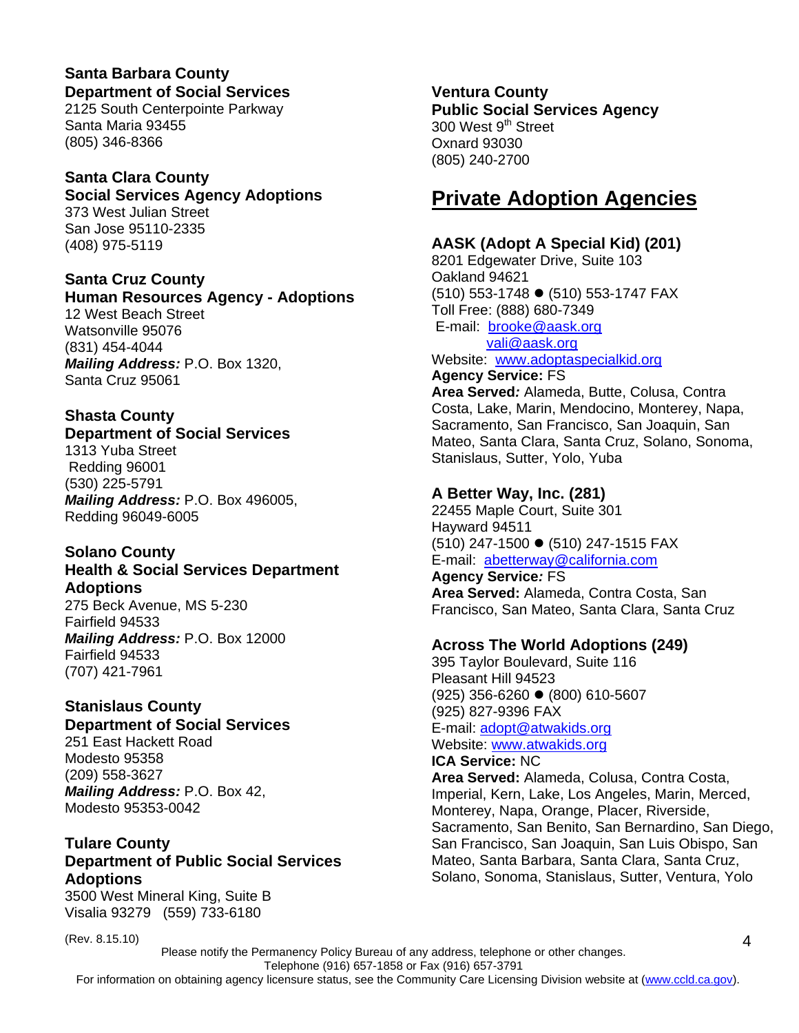**Santa Barbara County**
**Department of Social Services**
2125 South Centerpointe Parkway
Santa Maria 93455
(805) 346-8366

**Santa Clara County**
**Social Services Agency Adoptions**
373 West Julian Street
San Jose 95110-2335
(408) 975-5119

**Santa Cruz County**
**Human Resources Agency - Adoptions**
12 West Beach Street
Watsonville 95076
(831) 454-4044
***Mailing Address:*** P.O. Box 1320,
Santa Cruz 95061

**Shasta County**
**Department of Social Services**
1313 Yuba Street
Redding 96001
(530) 225-5791
***Mailing Address:*** P.O. Box 496005,
Redding 96049-6005

**Solano County**
**Health & Social Services Department Adoptions**
275 Beck Avenue, MS 5-230
Fairfield 94533
***Mailing Address:*** P.O. Box 12000
Fairfield 94533
(707) 421-7961

**Stanislaus County**
**Department of Social Services**
251 East Hackett Road
Modesto 95358
(209) 558-3627
***Mailing Address:*** P.O. Box 42,
Modesto 95353-0042

**Tulare County**
**Department of Public Social Services Adoptions**
3500 West Mineral King, Suite B
Visalia 93279 (559) 733-6180

**Ventura County**
**Public Social Services Agency**
300 West 9th Street
Oxnard 93030
(805) 240-2700

## Private Adoption Agencies

**AASK (Adopt A Special Kid) (201)**
8201 Edgewater Drive, Suite 103
Oakland 94621
(510) 553-1748 ● (510) 553-1747 FAX
Toll Free: (888) 680-7349
E-mail: brooke@aask.org
vali@aask.org
Website: www.adoptaspecialkid.org
**Agency Service:** FS
**Area Served***:* Alameda, Butte, Colusa, Contra Costa, Lake, Marin, Mendocino, Monterey, Napa, Sacramento, San Francisco, San Joaquin, San Mateo, Santa Clara, Santa Cruz, Solano, Sonoma, Stanislaus, Sutter, Yolo, Yuba

**A Better Way, Inc. (281)**
22455 Maple Court, Suite 301
Hayward 94511
(510) 247-1500 ● (510) 247-1515 FAX
E-mail: abetterway@california.com
**Agency Service***:* FS
**Area Served:** Alameda, Contra Costa, San Francisco, San Mateo, Santa Clara, Santa Cruz

**Across The World Adoptions (249)**
395 Taylor Boulevard, Suite 116
Pleasant Hill 94523
(925) 356-6260 ● (800) 610-5607
(925) 827-9396 FAX
E-mail: adopt@atwakids.org
Website: www.atwakids.org
**ICA Service:** NC
**Area Served:** Alameda, Colusa, Contra Costa, Imperial, Kern, Lake, Los Angeles, Marin, Merced, Monterey, Napa, Orange, Placer, Riverside, Sacramento, San Benito, San Bernardino, San Diego, San Francisco, San Joaquin, San Luis Obispo, San Mateo, Santa Barbara, Santa Clara, Santa Cruz, Solano, Sonoma, Stanislaus, Sutter, Ventura, Yolo

(Rev. 8.15.10)

Please notify the Permanency Policy Bureau of any address, telephone or other changes.
Telephone (916) 657-1858 or Fax (916) 657-3791
For information on obtaining agency licensure status, see the Community Care Licensing Division website at (www.ccld.ca.gov).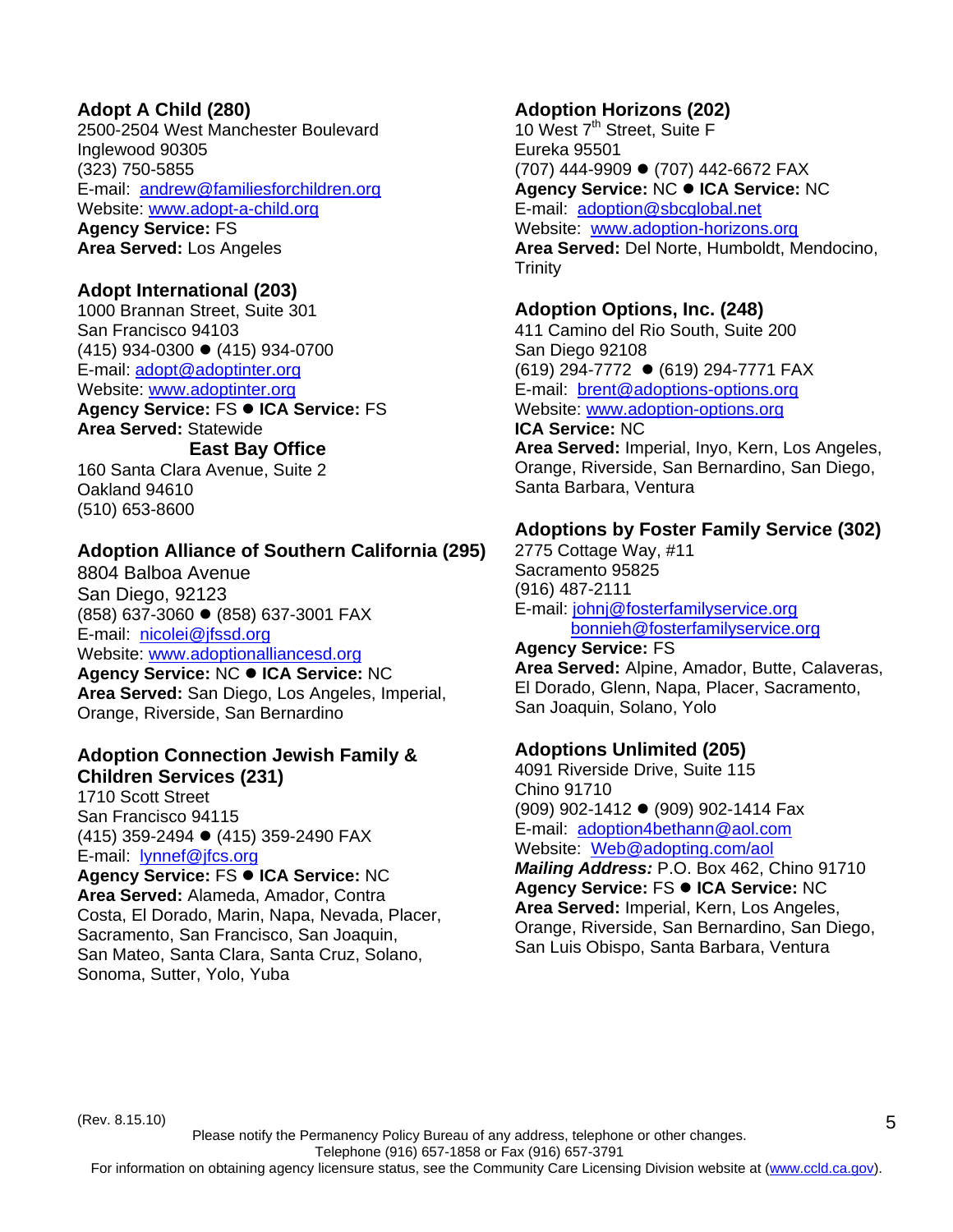**Adopt A Child (280)**
2500-2504 West Manchester Boulevard
Inglewood 90305
(323) 750-5855
E-mail: andrew@familiesforchildren.org
Website: www.adopt-a-child.org
**Agency Service:** FS
**Area Served:** Los Angeles

**Adopt International (203)**
1000 Brannan Street, Suite 301
San Francisco 94103
(415) 934-0300 ● (415) 934-0700
E-mail: adopt@adoptinter.org
Website: www.adoptinter.org
**Agency Service:** FS ● **ICA Service:** FS
**Area Served:** Statewide

**East Bay Office**
160 Santa Clara Avenue, Suite 2
Oakland 94610
(510) 653-8600

**Adoption Alliance of Southern California (295)**
8804 Balboa Avenue
San Diego, 92123
(858) 637-3060 ● (858) 637-3001 FAX
E-mail: nicolei@jfssd.org
Website: www.adoptionalliancesd.org
**Agency Service:** NC ● **ICA Service:** NC
**Area Served:** San Diego, Los Angeles, Imperial, Orange, Riverside, San Bernardino

**Adoption Connection Jewish Family & Children Services (231)**
1710 Scott Street
San Francisco 94115
(415) 359-2494 ● (415) 359-2490 FAX
E-mail: lynnef@jfcs.org
**Agency Service:** FS ● **ICA Service:** NC
**Area Served:** Alameda, Amador, Contra Costa, El Dorado, Marin, Napa, Nevada, Placer, Sacramento, San Francisco, San Joaquin, San Mateo, Santa Clara, Santa Cruz, Solano, Sonoma, Sutter, Yolo, Yuba

**Adoption Horizons (202)**
10 West 7th Street, Suite F
Eureka 95501
(707) 444-9909 ● (707) 442-6672 FAX
**Agency Service:** NC ● **ICA Service:** NC
E-mail: adoption@sbcglobal.net
Website: www.adoption-horizons.org
**Area Served:** Del Norte, Humboldt, Mendocino, Trinity

**Adoption Options, Inc. (248)**
411 Camino del Rio South, Suite 200
San Diego 92108
(619) 294-7772 ● (619) 294-7771 FAX
E-mail: brent@adoptions-options.org
Website: www.adoption-options.org
**ICA Service:** NC
**Area Served:** Imperial, Inyo, Kern, Los Angeles, Orange, Riverside, San Bernardino, San Diego, Santa Barbara, Ventura

**Adoptions by Foster Family Service (302)**
2775 Cottage Way, #11
Sacramento 95825
(916) 487-2111
E-mail: johnj@fosterfamilyservice.org
bonnieh@fosterfamilyservice.org
**Agency Service:** FS
**Area Served:** Alpine, Amador, Butte, Calaveras, El Dorado, Glenn, Napa, Placer, Sacramento, San Joaquin, Solano, Yolo

**Adoptions Unlimited (205)**
4091 Riverside Drive, Suite 115
Chino 91710
(909) 902-1412 ● (909) 902-1414 Fax
E-mail: adoption4bethann@aol.com
Website: Web@adopting.com/aol
***Mailing Address:*** P.O. Box 462, Chino 91710
**Agency Service:** FS ● **ICA Service:** NC
**Area Served:** Imperial, Kern, Los Angeles, Orange, Riverside, San Bernardino, San Diego, San Luis Obispo, Santa Barbara, Ventura

(Rev. 8.15.10)

Please notify the Permanency Policy Bureau of any address, telephone or other changes.
Telephone (916) 657-1858 or Fax (916) 657-3791
For information on obtaining agency licensure status, see the Community Care Licensing Division website at (www.ccld.ca.gov).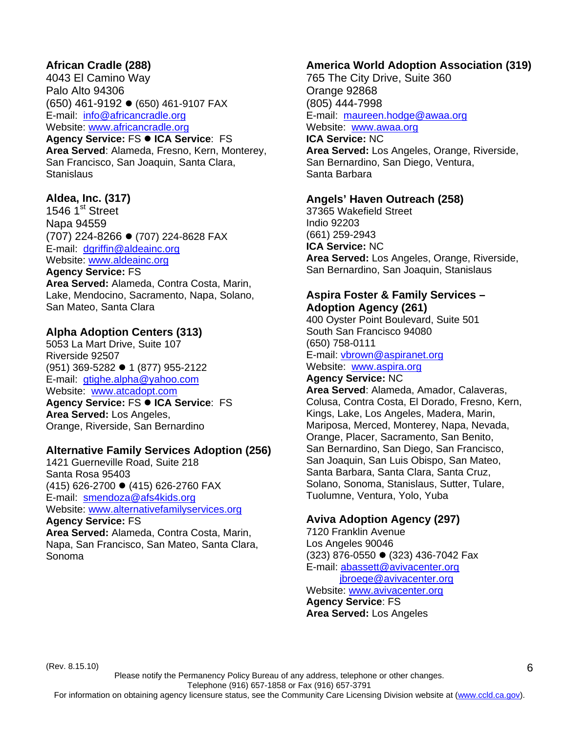**African Cradle (288)**
4043 El Camino Way
Palo Alto 94306
(650) 461-9192 ● (650) 461-9107 FAX
E-mail: info@africancradle.org
Website: www.africancradle.org
**Agency Service:** FS ● **ICA Service**: FS
**Area Served**: Alameda, Fresno, Kern, Monterey, San Francisco, San Joaquin, Santa Clara, Stanislaus

**Aldea, Inc. (317)**
1546 1st Street
Napa 94559
(707) 224-8266 ● (707) 224-8628 FAX
E-mail: dgriffin@aldeainc.org
Website: www.aldeainc.org
**Agency Service:** FS
**Area Served:** Alameda, Contra Costa, Marin, Lake, Mendocino, Sacramento, Napa, Solano, San Mateo, Santa Clara

**Alpha Adoption Centers (313)**
5053 La Mart Drive, Suite 107
Riverside 92507
(951) 369-5282 ● 1 (877) 955-2122
E-mail: gtighe.alpha@yahoo.com
Website: www.atcadopt.com
**Agency Service:** FS ● **ICA Service**: FS
**Area Served:** Los Angeles, Orange, Riverside, San Bernardino

**Alternative Family Services Adoption (256)**
1421 Guerneville Road, Suite 218
Santa Rosa 95403
(415) 626-2700 ● (415) 626-2760 FAX
E-mail: smendoza@afs4kids.org
Website: www.alternativefamilyservices.org
**Agency Service:** FS
**Area Served:** Alameda, Contra Costa, Marin, Napa, San Francisco, San Mateo, Santa Clara, Sonoma

**America World Adoption Association (319)**
765 The City Drive, Suite 360
Orange 92868
(805) 444-7998
E-mail: maureen.hodge@awaa.org
Website: www.awaa.org
**ICA Service:** NC
**Area Served:** Los Angeles, Orange, Riverside, San Bernardino, San Diego, Ventura, Santa Barbara

**Angels' Haven Outreach (258)**
37365 Wakefield Street
Indio 92203
(661) 259-2943
**ICA Service:** NC
**Area Served:** Los Angeles, Orange, Riverside, San Bernardino, San Joaquin, Stanislaus

**Aspira Foster & Family Services – Adoption Agency (261)**
400 Oyster Point Boulevard, Suite 501
South San Francisco 94080
(650) 758-0111
E-mail: vbrown@aspiranet.org
Website: www.aspira.org
**Agency Service:** NC
**Area Served**: Alameda, Amador, Calaveras, Colusa, Contra Costa, El Dorado, Fresno, Kern, Kings, Lake, Los Angeles, Madera, Marin, Mariposa, Merced, Monterey, Napa, Nevada, Orange, Placer, Sacramento, San Benito, San Bernardino, San Diego, San Francisco, San Joaquin, San Luis Obispo, San Mateo, Santa Barbara, Santa Clara, Santa Cruz, Solano, Sonoma, Stanislaus, Sutter, Tulare, Tuolumne, Ventura, Yolo, Yuba

**Aviva Adoption Agency (297)**
7120 Franklin Avenue
Los Angeles 90046
(323) 876-0550 ● (323) 436-7042 Fax
E-mail: abassett@avivacenter.org
jbroege@avivacenter.org
Website: www.avivacenter.org
**Agency Service**: FS
**Area Served:** Los Angeles

(Rev. 8.15.10)

Please notify the Permanency Policy Bureau of any address, telephone or other changes.
Telephone (916) 657-1858 or Fax (916) 657-3791
For information on obtaining agency licensure status, see the Community Care Licensing Division website at (www.ccld.ca.gov).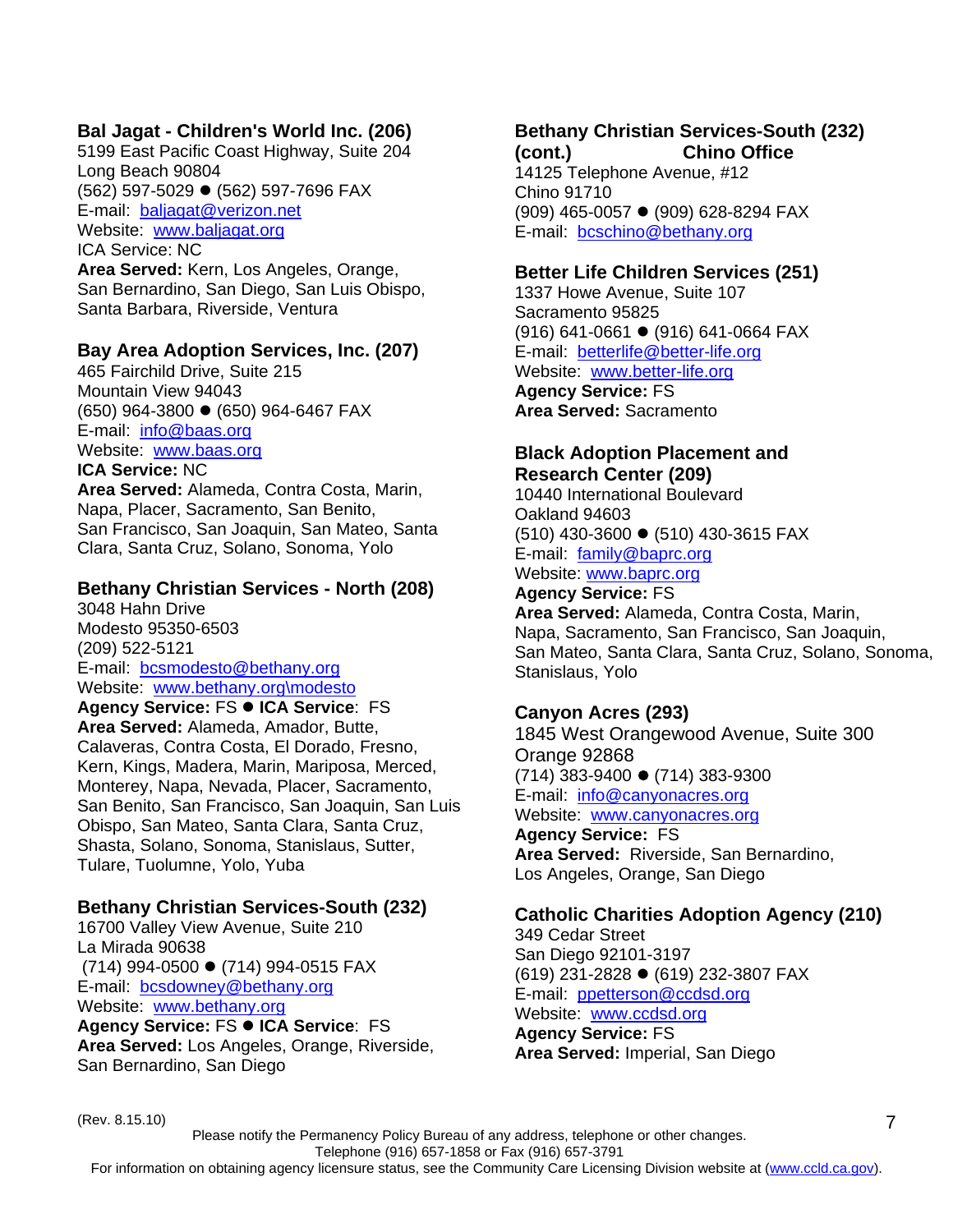**Bal Jagat - Children's World Inc. (206)**
5199 East Pacific Coast Highway, Suite 204
Long Beach 90804
(562) 597-5029 ● (562) 597-7696 FAX
E-mail: baljagat@verizon.net
Website: www.baljagat.org
ICA Service: NC
**Area Served:** Kern, Los Angeles, Orange, San Bernardino, San Diego, San Luis Obispo, Santa Barbara, Riverside, Ventura

**Bay Area Adoption Services, Inc. (207)**
465 Fairchild Drive, Suite 215
Mountain View 94043
(650) 964-3800 ● (650) 964-6467 FAX
E-mail: info@baas.org
Website: www.baas.org
**ICA Service:** NC
**Area Served:** Alameda, Contra Costa, Marin, Napa, Placer, Sacramento, San Benito, San Francisco, San Joaquin, San Mateo, Santa Clara, Santa Cruz, Solano, Sonoma, Yolo

**Bethany Christian Services - North (208)**
3048 Hahn Drive
Modesto 95350-6503
(209) 522-5121
E-mail: bcsmodesto@bethany.org
Website: www.bethany.org\modesto
**Agency Service:** FS ● **ICA Service**: FS
**Area Served:** Alameda, Amador, Butte, Calaveras, Contra Costa, El Dorado, Fresno, Kern, Kings, Madera, Marin, Mariposa, Merced, Monterey, Napa, Nevada, Placer, Sacramento, San Benito, San Francisco, San Joaquin, San Luis Obispo, San Mateo, Santa Clara, Santa Cruz, Shasta, Solano, Sonoma, Stanislaus, Sutter, Tulare, Tuolumne, Yolo, Yuba

**Bethany Christian Services-South (232)**
16700 Valley View Avenue, Suite 210
La Mirada 90638
(714) 994-0500 ● (714) 994-0515 FAX
E-mail: bcsdowney@bethany.org
Website: www.bethany.org
**Agency Service:** FS ● **ICA Service**: FS
**Area Served:** Los Angeles, Orange, Riverside, San Bernardino, San Diego

**Bethany Christian Services-South (232) (cont.) Chino Office**
14125 Telephone Avenue, #12
Chino 91710
(909) 465-0057 ● (909) 628-8294 FAX
E-mail: bcschino@bethany.org

**Better Life Children Services (251)**
1337 Howe Avenue, Suite 107
Sacramento 95825
(916) 641-0661 ● (916) 641-0664 FAX
E-mail: betterlife@better-life.org
Website: www.better-life.org
**Agency Service:** FS
**Area Served:** Sacramento

**Black Adoption Placement and Research Center (209)**
10440 International Boulevard
Oakland 94603
(510) 430-3600 ● (510) 430-3615 FAX
E-mail: family@baprc.org
Website: www.baprc.org
**Agency Service:** FS
**Area Served:** Alameda, Contra Costa, Marin, Napa, Sacramento, San Francisco, San Joaquin, San Mateo, Santa Clara, Santa Cruz, Solano, Sonoma, Stanislaus, Yolo

**Canyon Acres (293)**
1845 West Orangewood Avenue, Suite 300
Orange 92868
(714) 383-9400 ● (714) 383-9300
E-mail: info@canyonacres.org
Website: www.canyonacres.org
**Agency Service:** FS
**Area Served:** Riverside, San Bernardino, Los Angeles, Orange, San Diego

**Catholic Charities Adoption Agency (210)**
349 Cedar Street
San Diego 92101-3197
(619) 231-2828 ● (619) 232-3807 FAX
E-mail: ppetterson@ccdsd.org
Website: www.ccdsd.org
**Agency Service:** FS
**Area Served:** Imperial, San Diego

(Rev. 8.15.10)

Please notify the Permanency Policy Bureau of any address, telephone or other changes.
Telephone (916) 657-1858 or Fax (916) 657-3791
For information on obtaining agency licensure status, see the Community Care Licensing Division website at (www.ccld.ca.gov).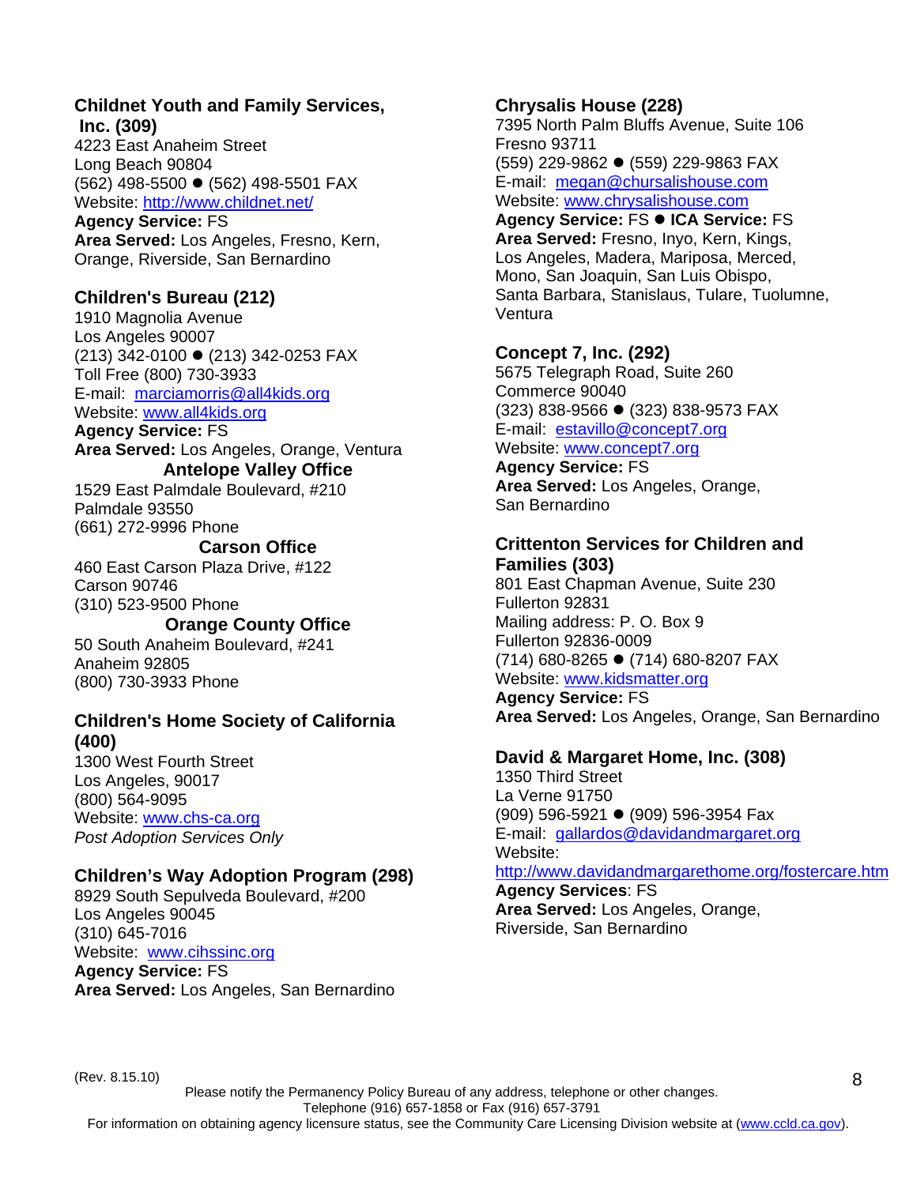### Childnet Youth and Family Services, Inc. (309)

4223 East Anaheim Street
Long Beach 90804
(562) 498-5500 ● (562) 498-5501 FAX
Website: http://www.childnet.net/
**Agency Service:** FS
**Area Served:** Los Angeles, Fresno, Kern, Orange, Riverside, San Bernardino

### Children's Bureau (212)

1910 Magnolia Avenue
Los Angeles 90007
(213) 342-0100 ● (213) 342-0253 FAX
Toll Free (800) 730-3933
E-mail: marciamorris@all4kids.org
Website: www.all4kids.org
**Agency Service:** FS
**Area Served:** Los Angeles, Orange, Ventura

**Antelope Valley Office**

1529 East Palmdale Boulevard, #210
Palmdale 93550
(661) 272-9996 Phone

**Carson Office**

460 East Carson Plaza Drive, #122
Carson 90746
(310) 523-9500 Phone

**Orange County Office**

50 South Anaheim Boulevard, #241
Anaheim 92805
(800) 730-3933 Phone

### Children's Home Society of California (400)

1300 West Fourth Street
Los Angeles, 90017
(800) 564-9095
Website: www.chs-ca.org
*Post Adoption Services Only*

### Children's Way Adoption Program (298)

8929 South Sepulveda Boulevard, #200
Los Angeles 90045
(310) 645-7016
Website: www.cihssinc.org
**Agency Service:** FS
**Area Served:** Los Angeles, San Bernardino

### Chrysalis House (228)

7395 North Palm Bluffs Avenue, Suite 106
Fresno 93711
(559) 229-9862 ● (559) 229-9863 FAX
E-mail: megan@chursalishouse.com
Website: www.chrysalishouse.com
**Agency Service:** FS ● **ICA Service:** FS
**Area Served:** Fresno, Inyo, Kern, Kings, Los Angeles, Madera, Mariposa, Merced, Mono, San Joaquin, San Luis Obispo, Santa Barbara, Stanislaus, Tulare, Tuolumne, Ventura

### Concept 7, Inc. (292)

5675 Telegraph Road, Suite 260
Commerce 90040
(323) 838-9566 ● (323) 838-9573 FAX
E-mail: estavillo@concept7.org
Website: www.concept7.org
**Agency Service:** FS
**Area Served:** Los Angeles, Orange, San Bernardino

### Crittenton Services for Children and Families (303)

801 East Chapman Avenue, Suite 230
Fullerton 92831
Mailing address: P. O. Box 9
Fullerton 92836-0009
(714) 680-8265 ● (714) 680-8207 FAX
Website: www.kidsmatter.org
**Agency Service:** FS
**Area Served:** Los Angeles, Orange, San Bernardino

### David & Margaret Home, Inc. (308)

1350 Third Street
La Verne 91750
(909) 596-5921 ● (909) 596-3954 Fax
E-mail: gallardos@davidandmargaret.org
Website:
http://www.davidandmargarethome.org/fostercare.htm
**Agency Services**: FS
**Area Served:** Los Angeles, Orange, Riverside, San Bernardino

(Rev. 8.15.10)

Please notify the Permanency Policy Bureau of any address, telephone or other changes.
Telephone (916) 657-1858 or Fax (916) 657-3791
For information on obtaining agency licensure status, see the Community Care Licensing Division website at (www.ccld.ca.gov).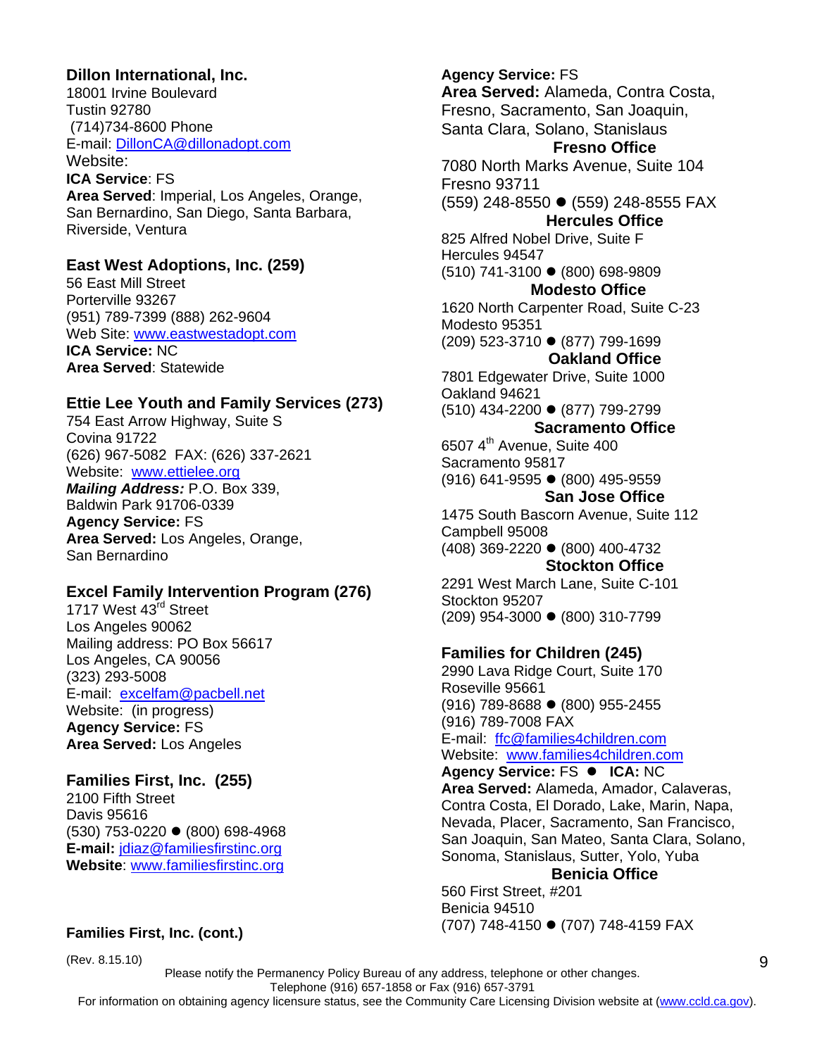**Dillon International, Inc.**
18001 Irvine Boulevard
Tustin 92780
(714)734-8600 Phone
E-mail: DillonCA@dillonadopt.com
Website:
**ICA Service**: FS
**Area Served**: Imperial, Los Angeles, Orange, San Bernardino, San Diego, Santa Barbara, Riverside, Ventura

**East West Adoptions, Inc. (259)**
56 East Mill Street
Porterville 93267
(951) 789-7399 (888) 262-9604
Web Site: www.eastwestadopt.com
**ICA Service:** NC
**Area Served**: Statewide

**Ettie Lee Youth and Family Services (273)**
754 East Arrow Highway, Suite S
Covina 91722
(626) 967-5082 FAX: (626) 337-2621
Website: www.ettielee.org
***Mailing Address:*** P.O. Box 339, Baldwin Park 91706-0339
**Agency Service:** FS
**Area Served:** Los Angeles, Orange, San Bernardino

**Excel Family Intervention Program (276)**
1717 West 43rd Street
Los Angeles 90062
Mailing address: PO Box 56617
Los Angeles, CA 90056
(323) 293-5008
E-mail: excelfam@pacbell.net
Website: (in progress)
**Agency Service:** FS
**Area Served:** Los Angeles

**Families First, Inc. (255)**
2100 Fifth Street
Davis 95616
(530) 753-0220 ● (800) 698-4968
**E-mail:** jdiaz@familiesfirstinc.org
**Website**: www.familiesfirstinc.org

**Families First, Inc. (cont.)**

**Agency Service:** FS
**Area Served:** Alameda, Contra Costa, Fresno, Sacramento, San Joaquin, Santa Clara, Solano, Stanislaus

**Fresno Office**
7080 North Marks Avenue, Suite 104
Fresno 93711
(559) 248-8550 ● (559) 248-8555 FAX

**Hercules Office**
825 Alfred Nobel Drive, Suite F
Hercules 94547
(510) 741-3100 ● (800) 698-9809

**Modesto Office**
1620 North Carpenter Road, Suite C-23
Modesto 95351
(209) 523-3710 ● (877) 799-1699

**Oakland Office**
7801 Edgewater Drive, Suite 1000
Oakland 94621
(510) 434-2200 ● (877) 799-2799

**Sacramento Office**
6507 4th Avenue, Suite 400
Sacramento 95817
(916) 641-9595 ● (800) 495-9559

**San Jose Office**
1475 South Bascorn Avenue, Suite 112
Campbell 95008
(408) 369-2220 ● (800) 400-4732

**Stockton Office**
2291 West March Lane, Suite C-101
Stockton 95207
(209) 954-3000 ● (800) 310-7799

**Families for Children (245)**
2990 Lava Ridge Court, Suite 170
Roseville 95661
(916) 789-8688 ● (800) 955-2455
(916) 789-7008 FAX
E-mail: ffc@families4children.com
Website: www.families4children.com
**Agency Service:** FS ● **ICA:** NC
**Area Served:** Alameda, Amador, Calaveras, Contra Costa, El Dorado, Lake, Marin, Napa, Nevada, Placer, Sacramento, San Francisco, San Joaquin, San Mateo, Santa Clara, Solano, Sonoma, Stanislaus, Sutter, Yolo, Yuba

**Benicia Office**
560 First Street, #201
Benicia 94510
(707) 748-4150 ● (707) 748-4159 FAX

(Rev. 8.15.10)

Please notify the Permanency Policy Bureau of any address, telephone or other changes.
Telephone (916) 657-1858 or Fax (916) 657-3791
For information on obtaining agency licensure status, see the Community Care Licensing Division website at (www.ccld.ca.gov).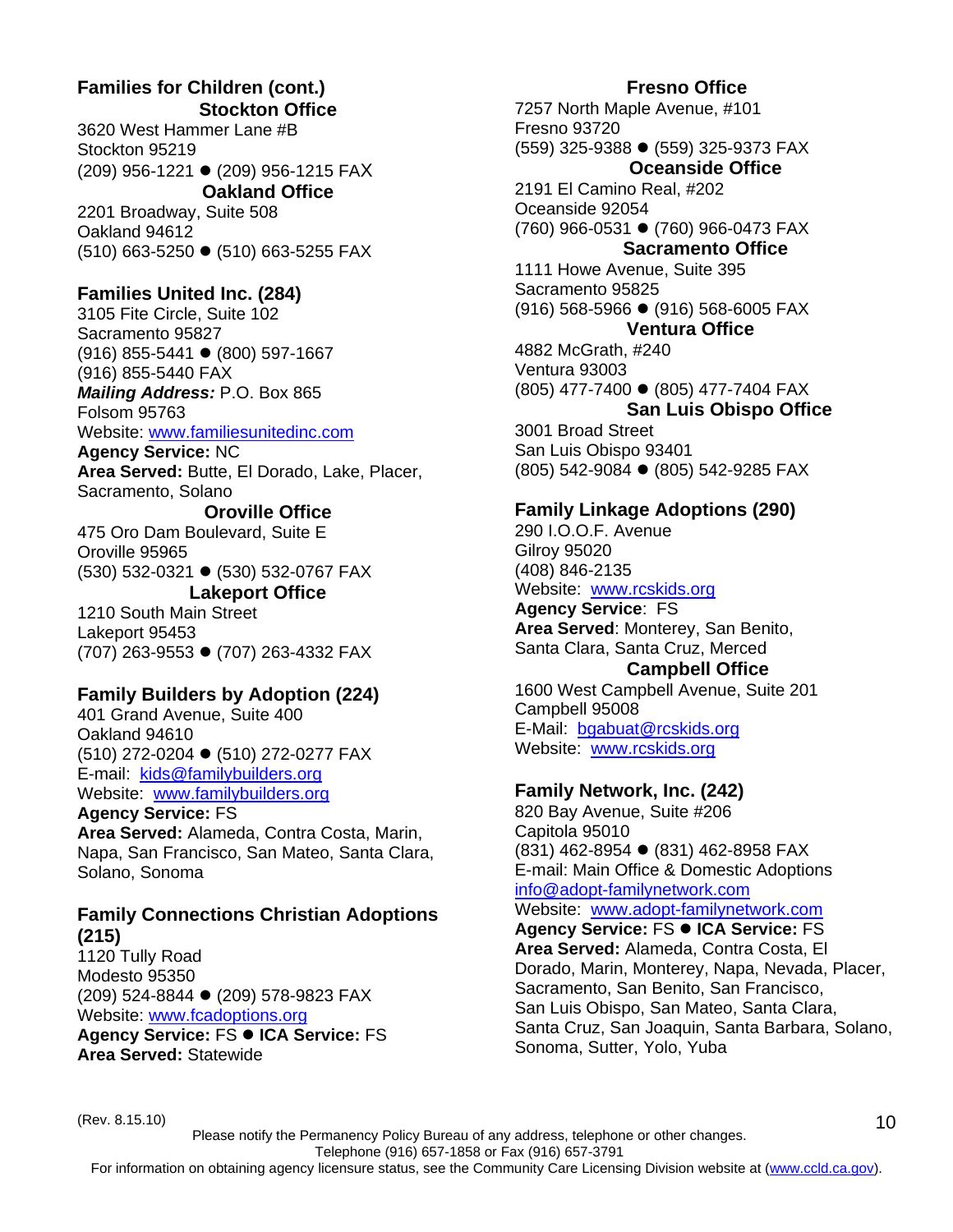### Families for Children (cont.)

**Stockton Office**
3620 West Hammer Lane #B
Stockton 95219
(209) 956-1221 ● (209) 956-1215 FAX

**Oakland Office**
2201 Broadway, Suite 508
Oakland 94612
(510) 663-5250 ● (510) 663-5255 FAX

### Families United Inc. (284)

3105 Fite Circle, Suite 102
Sacramento 95827
(916) 855-5441 ● (800) 597-1667
(916) 855-5440 FAX
***Mailing Address:*** P.O. Box 865
Folsom 95763
Website: www.familiesunitedinc.com
**Agency Service:** NC
**Area Served:** Butte, El Dorado, Lake, Placer, Sacramento, Solano

**Oroville Office**
475 Oro Dam Boulevard, Suite E
Oroville 95965
(530) 532-0321 ● (530) 532-0767 FAX

**Lakeport Office**
1210 South Main Street
Lakeport 95453
(707) 263-9553 ● (707) 263-4332 FAX

### Family Builders by Adoption (224)

401 Grand Avenue, Suite 400
Oakland 94610
(510) 272-0204 ● (510) 272-0277 FAX
E-mail: kids@familybuilders.org
Website: www.familybuilders.org
**Agency Service:** FS
**Area Served:** Alameda, Contra Costa, Marin, Napa, San Francisco, San Mateo, Santa Clara, Solano, Sonoma

### Family Connections Christian Adoptions (215)

1120 Tully Road
Modesto 95350
(209) 524-8844 ● (209) 578-9823 FAX
Website: www.fcadoptions.org
**Agency Service:** FS ● **ICA Service:** FS
**Area Served:** Statewide

**Fresno Office**
7257 North Maple Avenue, #101
Fresno 93720
(559) 325-9388 ● (559) 325-9373 FAX

**Oceanside Office**
2191 El Camino Real, #202
Oceanside 92054
(760) 966-0531 ● (760) 966-0473 FAX

**Sacramento Office**
1111 Howe Avenue, Suite 395
Sacramento 95825
(916) 568-5966 ● (916) 568-6005 FAX

**Ventura Office**
4882 McGrath, #240
Ventura 93003
(805) 477-7400 ● (805) 477-7404 FAX

**San Luis Obispo Office**
3001 Broad Street
San Luis Obispo 93401
(805) 542-9084 ● (805) 542-9285 FAX

### Family Linkage Adoptions (290)

290 I.O.O.F. Avenue
Gilroy 95020
(408) 846-2135
Website: www.rcskids.org
**Agency Service**: FS
**Area Served**: Monterey, San Benito, Santa Clara, Santa Cruz, Merced

**Campbell Office**
1600 West Campbell Avenue, Suite 201
Campbell 95008
E-Mail: bgabuat@rcskids.org
Website: www.rcskids.org

### Family Network, Inc. (242)

820 Bay Avenue, Suite #206
Capitola 95010
(831) 462-8954 ● (831) 462-8958 FAX
E-mail: Main Office & Domestic Adoptions
info@adopt-familynetwork.com
Website: www.adopt-familynetwork.com
**Agency Service:** FS ● **ICA Service:** FS
**Area Served:** Alameda, Contra Costa, El Dorado, Marin, Monterey, Napa, Nevada, Placer, Sacramento, San Benito, San Francisco, San Luis Obispo, San Mateo, Santa Clara, Santa Cruz, San Joaquin, Santa Barbara, Solano, Sonoma, Sutter, Yolo, Yuba

(Rev. 8.15.10)

Please notify the Permanency Policy Bureau of any address, telephone or other changes.
Telephone (916) 657-1858 or Fax (916) 657-3791
For information on obtaining agency licensure status, see the Community Care Licensing Division website at (www.ccld.ca.gov).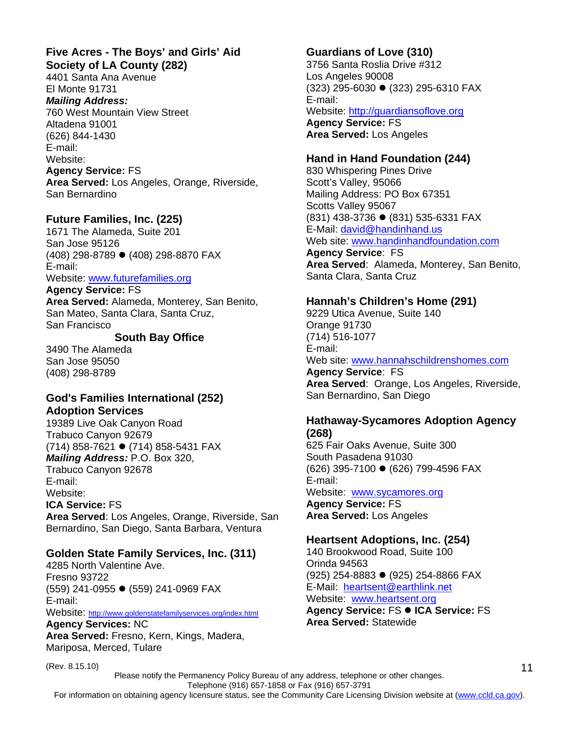### Five Acres - The Boys' and Girls' Aid Society of LA County (282)

4401 Santa Ana Avenue
El Monte 91731
***Mailing Address:***
760 West Mountain View Street
Altadena 91001
(626) 844-1430
E-mail:
Website:
**Agency Service:** FS
**Area Served:** Los Angeles, Orange, Riverside, San Bernardino

### Future Families, Inc. (225)

1671 The Alameda, Suite 201
San Jose 95126
(408) 298-8789 ● (408) 298-8870 FAX
E-mail:
Website: www.futurefamilies.org
**Agency Service:** FS
**Area Served:** Alameda, Monterey, San Benito, San Mateo, Santa Clara, Santa Cruz, San Francisco

**South Bay Office**

3490 The Alameda
San Jose 95050
(408) 298-8789

### God's Families International (252) Adoption Services

19389 Live Oak Canyon Road
Trabuco Canyon 92679
(714) 858-7621 ● (714) 858-5431 FAX
***Mailing Address:*** P.O. Box 320,
Trabuco Canyon 92678
E-mail:
Website:
**ICA Service:** FS
**Area Served**: Los Angeles, Orange, Riverside, San Bernardino, San Diego, Santa Barbara, Ventura

### Golden State Family Services, Inc. (311)

4285 North Valentine Ave.
Fresno 93722
(559) 241-0955 ● (559) 241-0969 FAX
E-mail:
Website: http://www.goldenstatefamilyservices.org/index.html
**Agency Services:** NC
**Area Served:** Fresno, Kern, Kings, Madera, Mariposa, Merced, Tulare

### Guardians of Love (310)

3756 Santa Roslia Drive #312
Los Angeles 90008
(323) 295-6030 ● (323) 295-6310 FAX
E-mail:
Website: http://guardiansoflove.org
**Agency Service:** FS
**Area Served:** Los Angeles

### Hand in Hand Foundation (244)

830 Whispering Pines Drive
Scott's Valley, 95066
Mailing Address: PO Box 67351
Scotts Valley 95067
(831) 438-3736 ● (831) 535-6331 FAX
E-Mail: david@handinhand.us
Web site: www.handinhandfoundation.com
**Agency Service**: FS
**Area Served**: Alameda, Monterey, San Benito, Santa Clara, Santa Cruz

### Hannah's Children's Home (291)

9229 Utica Avenue, Suite 140
Orange 91730
(714) 516-1077
E-mail:
Web site: www.hannahschildrenshomes.com
**Agency Service**: FS
**Area Served**: Orange, Los Angeles, Riverside, San Bernardino, San Diego

### Hathaway-Sycamores Adoption Agency (268)

625 Fair Oaks Avenue, Suite 300
South Pasadena 91030
(626) 395-7100 ● (626) 799-4596 FAX
E-mail:
Website: www.sycamores.org
**Agency Service:** FS
**Area Served:** Los Angeles

### Heartsent Adoptions, Inc. (254)

140 Brookwood Road, Suite 100
Orinda 94563
(925) 254-8883 ● (925) 254-8866 FAX
E-Mail: heartsent@earthlink.net
Website: www.heartsent.org
**Agency Service:** FS ● **ICA Service:** FS
**Area Served:** Statewide

(Rev. 8.15.10)

Please notify the Permanency Policy Bureau of any address, telephone or other changes.
Telephone (916) 657-1858 or Fax (916) 657-3791
For information on obtaining agency licensure status, see the Community Care Licensing Division website at (www.ccld.ca.gov).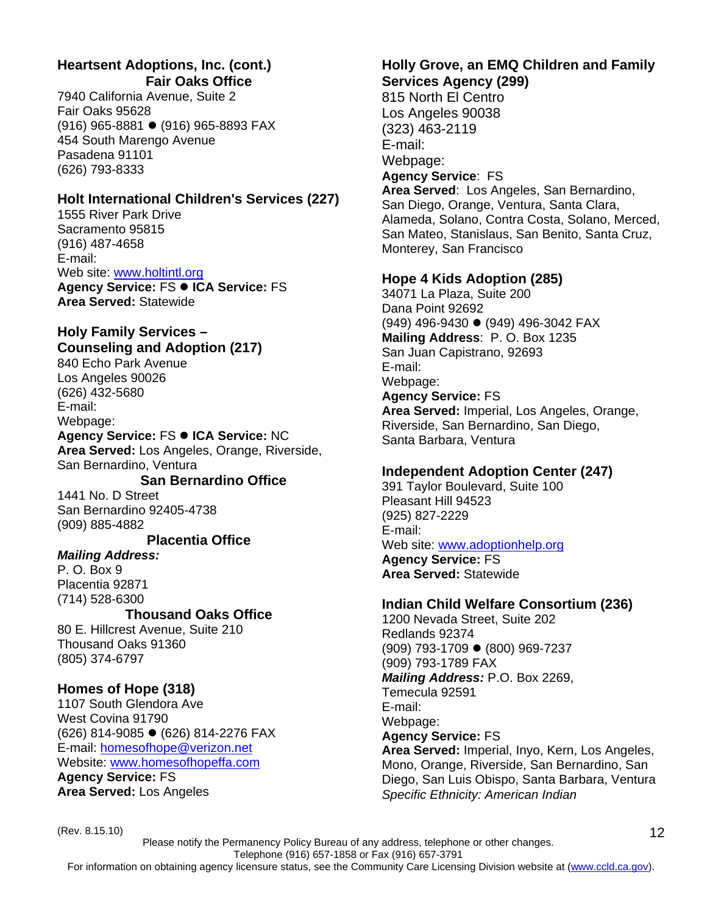### Heartsent Adoptions, Inc. (cont.)

**Fair Oaks Office**

7940 California Avenue, Suite 2
Fair Oaks 95628
(916) 965-8881 ● (916) 965-8893 FAX
454 South Marengo Avenue
Pasadena 91101
(626) 793-8333

### Holt International Children's Services (227)

1555 River Park Drive
Sacramento 95815
(916) 487-4658
E-mail:
Web site: www.holtintl.org
**Agency Service:** FS ● **ICA Service:** FS
**Area Served:** Statewide

### Holy Family Services – Counseling and Adoption (217)

840 Echo Park Avenue
Los Angeles 90026
(626) 432-5680
E-mail:
Webpage:
**Agency Service:** FS ● **ICA Service:** NC
**Area Served:** Los Angeles, Orange, Riverside, San Bernardino, Ventura

**San Bernardino Office**

1441 No. D Street
San Bernardino 92405-4738
(909) 885-4882

**Placentia Office**

***Mailing Address:***
P. O. Box 9
Placentia 92871
(714) 528-6300

**Thousand Oaks Office**

80 E. Hillcrest Avenue, Suite 210
Thousand Oaks 91360
(805) 374-6797

### Homes of Hope (318)

1107 South Glendora Ave
West Covina 91790
(626) 814-9085 ● (626) 814-2276 FAX
E-mail: homesofhope@verizon.net
Website: www.homesofhopeffa.com
**Agency Service:** FS
**Area Served:** Los Angeles

### Holly Grove, an EMQ Children and Family Services Agency (299)

815 North El Centro
Los Angeles 90038
(323) 463-2119
E-mail:
Webpage:
**Agency Service**: FS
**Area Served**: Los Angeles, San Bernardino, San Diego, Orange, Ventura, Santa Clara, Alameda, Solano, Contra Costa, Solano, Merced, San Mateo, Stanislaus, San Benito, Santa Cruz, Monterey, San Francisco

### Hope 4 Kids Adoption (285)

34071 La Plaza, Suite 200
Dana Point 92692
(949) 496-9430 ● (949) 496-3042 FAX
**Mailing Address**: P. O. Box 1235
San Juan Capistrano, 92693
E-mail:
Webpage:
**Agency Service:** FS
**Area Served:** Imperial, Los Angeles, Orange, Riverside, San Bernardino, San Diego, Santa Barbara, Ventura

### Independent Adoption Center (247)

391 Taylor Boulevard, Suite 100
Pleasant Hill 94523
(925) 827-2229
E-mail:
Web site: www.adoptionhelp.org
**Agency Service:** FS
**Area Served:** Statewide

### Indian Child Welfare Consortium (236)

1200 Nevada Street, Suite 202
Redlands 92374
(909) 793-1709 ● (800) 969-7237
(909) 793-1789 FAX
***Mailing Address:*** P.O. Box 2269,
Temecula 92591
E-mail:
Webpage:
**Agency Service:** FS
**Area Served:** Imperial, Inyo, Kern, Los Angeles, Mono, Orange, Riverside, San Bernardino, San Diego, San Luis Obispo, Santa Barbara, Ventura
*Specific Ethnicity: American Indian*

(Rev. 8.15.10)

Please notify the Permanency Policy Bureau of any address, telephone or other changes.
Telephone (916) 657-1858 or Fax (916) 657-3791
For information on obtaining agency licensure status, see the Community Care Licensing Division website at (www.ccld.ca.gov).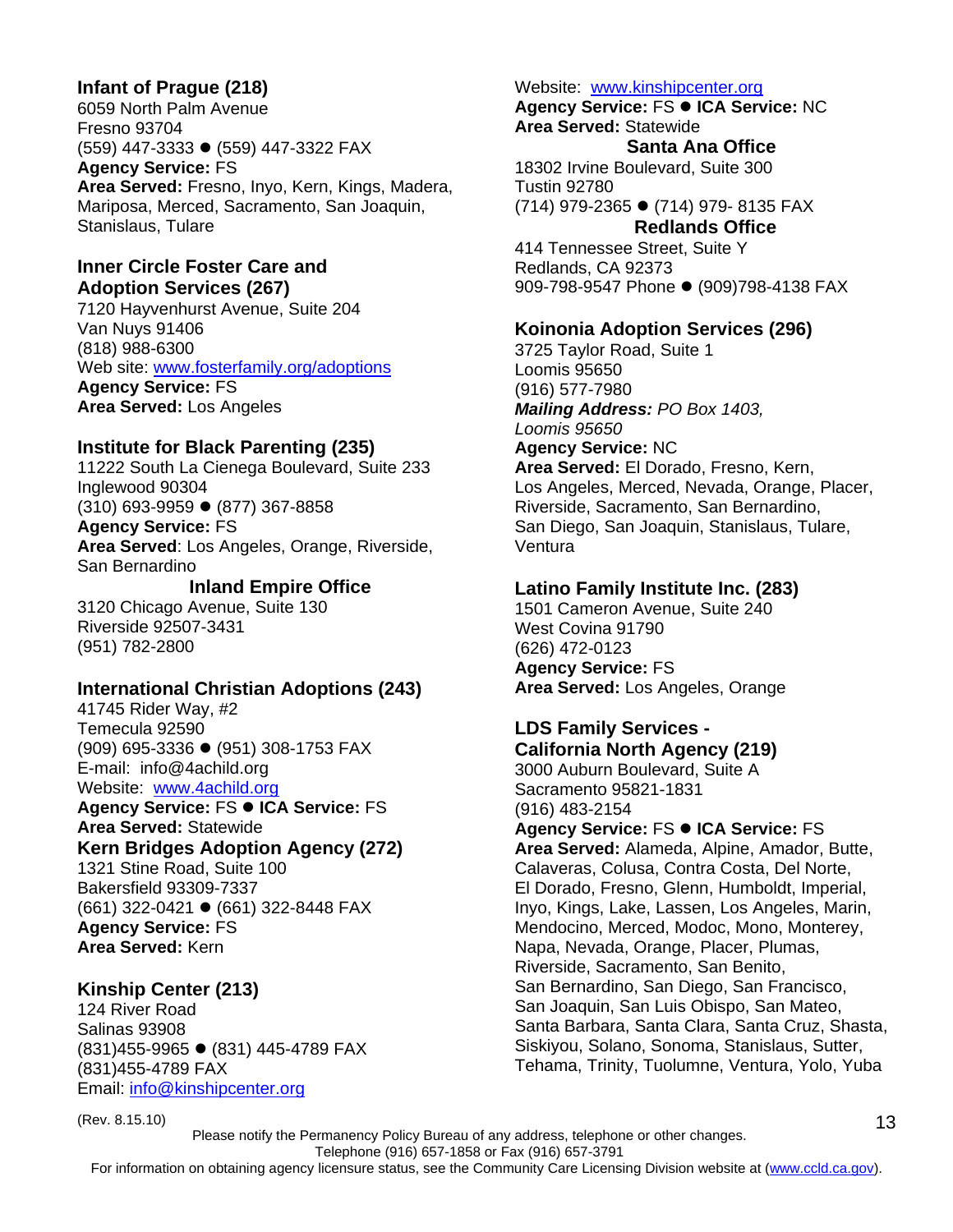**Infant of Prague (218)**
6059 North Palm Avenue
Fresno 93704
(559) 447-3333 ● (559) 447-3322 FAX
**Agency Service:** FS
**Area Served:** Fresno, Inyo, Kern, Kings, Madera, Mariposa, Merced, Sacramento, San Joaquin, Stanislaus, Tulare

**Inner Circle Foster Care and Adoption Services (267)**
7120 Hayvenhurst Avenue, Suite 204
Van Nuys 91406
(818) 988-6300
Web site: www.fosterfamily.org/adoptions
**Agency Service:** FS
**Area Served:** Los Angeles

**Institute for Black Parenting (235)**
11222 South La Cienega Boulevard, Suite 233
Inglewood 90304
(310) 693-9959 ● (877) 367-8858
**Agency Service:** FS
**Area Served**: Los Angeles, Orange, Riverside, San Bernardino

**Inland Empire Office**
3120 Chicago Avenue, Suite 130
Riverside 92507-3431
(951) 782-2800

**International Christian Adoptions (243)**
41745 Rider Way, #2
Temecula 92590
(909) 695-3336 ● (951) 308-1753 FAX
E-mail: info@4achild.org
Website: www.4achild.org
**Agency Service:** FS ● **ICA Service:** FS
**Area Served:** Statewide

**Kern Bridges Adoption Agency (272)**
1321 Stine Road, Suite 100
Bakersfield 93309-7337
(661) 322-0421 ● (661) 322-8448 FAX
**Agency Service:** FS
**Area Served:** Kern

**Kinship Center (213)**
124 River Road
Salinas 93908
(831)455-9965 ● (831) 445-4789 FAX
(831)455-4789 FAX
Email: info@kinshipcenter.org
Website: www.kinshipcenter.org
**Agency Service:** FS ● **ICA Service:** NC
**Area Served:** Statewide

**Santa Ana Office**
18302 Irvine Boulevard, Suite 300
Tustin 92780
(714) 979-2365 ● (714) 979- 8135 FAX

**Redlands Office**
414 Tennessee Street, Suite Y
Redlands, CA 92373
909-798-9547 Phone ● (909)798-4138 FAX

**Koinonia Adoption Services (296)**
3725 Taylor Road, Suite 1
Loomis 95650
(916) 577-7980
***Mailing Address:*** *PO Box 1403, Loomis 95650*
**Agency Service:** NC
**Area Served:** El Dorado, Fresno, Kern, Los Angeles, Merced, Nevada, Orange, Placer, Riverside, Sacramento, San Bernardino, San Diego, San Joaquin, Stanislaus, Tulare, Ventura

**Latino Family Institute Inc. (283)**
1501 Cameron Avenue, Suite 240
West Covina 91790
(626) 472-0123
**Agency Service:** FS
**Area Served:** Los Angeles, Orange

**LDS Family Services - California North Agency (219)**
3000 Auburn Boulevard, Suite A
Sacramento 95821-1831
(916) 483-2154
**Agency Service:** FS ● **ICA Service:** FS
**Area Served:** Alameda, Alpine, Amador, Butte, Calaveras, Colusa, Contra Costa, Del Norte, El Dorado, Fresno, Glenn, Humboldt, Imperial, Inyo, Kings, Lake, Lassen, Los Angeles, Marin, Mendocino, Merced, Modoc, Mono, Monterey, Napa, Nevada, Orange, Placer, Plumas, Riverside, Sacramento, San Benito, San Bernardino, San Diego, San Francisco, San Joaquin, San Luis Obispo, San Mateo, Santa Barbara, Santa Clara, Santa Cruz, Shasta, Siskiyou, Solano, Sonoma, Stanislaus, Sutter, Tehama, Trinity, Tuolumne, Ventura, Yolo, Yuba

(Rev. 8.15.10)

Please notify the Permanency Policy Bureau of any address, telephone or other changes.
Telephone (916) 657-1858 or Fax (916) 657-3791
For information on obtaining agency licensure status, see the Community Care Licensing Division website at (www.ccld.ca.gov).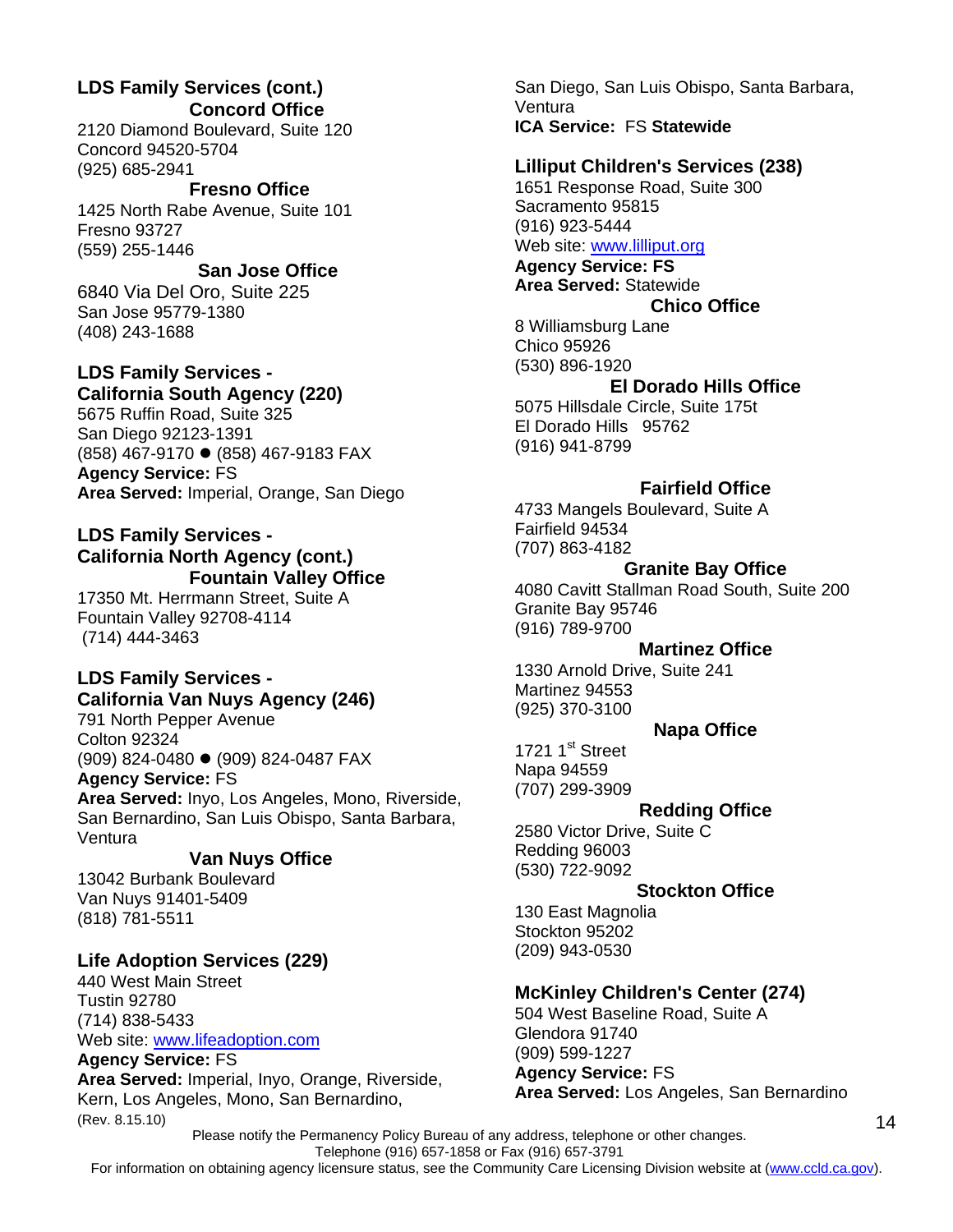**LDS Family Services (cont.)**

**Concord Office**

2120 Diamond Boulevard, Suite 120
Concord 94520-5704
(925) 685-2941

**Fresno Office**

1425 North Rabe Avenue, Suite 101
Fresno 93727
(559) 255-1446

**San Jose Office**

6840 Via Del Oro, Suite 225
San Jose 95779-1380
(408) 243-1688

**LDS Family Services - California South Agency (220)**

5675 Ruffin Road, Suite 325
San Diego 92123-1391
(858) 467-9170 ● (858) 467-9183 FAX
**Agency Service:** FS
**Area Served:** Imperial, Orange, San Diego

**LDS Family Services - California North Agency (cont.)**

**Fountain Valley Office**

17350 Mt. Herrmann Street, Suite A
Fountain Valley 92708-4114
(714) 444-3463

**LDS Family Services - California Van Nuys Agency (246)**

791 North Pepper Avenue
Colton 92324
(909) 824-0480 ● (909) 824-0487 FAX
**Agency Service:** FS
**Area Served:** Inyo, Los Angeles, Mono, Riverside, San Bernardino, San Luis Obispo, Santa Barbara, Ventura

**Van Nuys Office**

13042 Burbank Boulevard
Van Nuys 91401-5409
(818) 781-5511

**Life Adoption Services (229)**

440 West Main Street
Tustin 92780
(714) 838-5433
Web site: www.lifeadoption.com
**Agency Service:** FS
**Area Served:** Imperial, Inyo, Orange, Riverside, Kern, Los Angeles, Mono, San Bernardino, San Diego, San Luis Obispo, Santa Barbara, Ventura
**ICA Service:** FS **Statewide**

**Lilliput Children's Services (238)**

1651 Response Road, Suite 300
Sacramento 95815
(916) 923-5444
Web site: www.lilliput.org
**Agency Service: FS**
**Area Served:** Statewide

**Chico Office**

8 Williamsburg Lane
Chico 95926
(530) 896-1920

**El Dorado Hills Office**

5075 Hillsdale Circle, Suite 175t
El Dorado Hills 95762
(916) 941-8799

**Fairfield Office**

4733 Mangels Boulevard, Suite A
Fairfield 94534
(707) 863-4182

**Granite Bay Office**

4080 Cavitt Stallman Road South, Suite 200
Granite Bay 95746
(916) 789-9700

**Martinez Office**

1330 Arnold Drive, Suite 241
Martinez 94553
(925) 370-3100

**Napa Office**

1721 1st Street
Napa 94559
(707) 299-3909

**Redding Office**

2580 Victor Drive, Suite C
Redding 96003
(530) 722-9092

**Stockton Office**

130 East Magnolia
Stockton 95202
(209) 943-0530

**McKinley Children's Center (274)**

504 West Baseline Road, Suite A
Glendora 91740
(909) 599-1227
**Agency Service:** FS
**Area Served:** Los Angeles, San Bernardino

(Rev. 8.15.10)

Please notify the Permanency Policy Bureau of any address, telephone or other changes.
Telephone (916) 657-1858 or Fax (916) 657-3791
For information on obtaining agency licensure status, see the Community Care Licensing Division website at (www.ccld.ca.gov).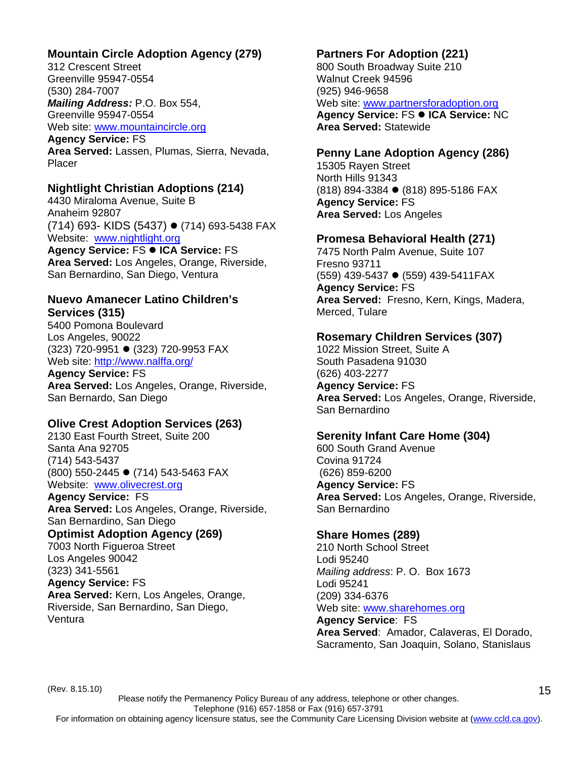### Mountain Circle Adoption Agency (279)

312 Crescent Street
Greenville 95947-0554
(530) 284-7007
***Mailing Address:*** P.O. Box 554,
Greenville 95947-0554
Web site: www.mountaincircle.org
**Agency Service:** FS
**Area Served:** Lassen, Plumas, Sierra, Nevada, Placer

### Nightlight Christian Adoptions (214)

4430 Miraloma Avenue, Suite B
Anaheim 92807
(714) 693- KIDS (5437) ● (714) 693-5438 FAX
Website: www.nightlight.org
**Agency Service:** FS ● **ICA Service:** FS
**Area Served:** Los Angeles, Orange, Riverside, San Bernardino, San Diego, Ventura

### Nuevo Amanecer Latino Children's Services (315)

5400 Pomona Boulevard
Los Angeles, 90022
(323) 720-9951 ● (323) 720-9953 FAX
Web site: http://www.nalffa.org/
**Agency Service:** FS
**Area Served:** Los Angeles, Orange, Riverside, San Bernardo, San Diego

### Olive Crest Adoption Services (263)

2130 East Fourth Street, Suite 200
Santa Ana 92705
(714) 543-5437
(800) 550-2445 ● (714) 543-5463 FAX
Website: www.olivecrest.org
**Agency Service:** FS
**Area Served:** Los Angeles, Orange, Riverside, San Bernardino, San Diego

### Optimist Adoption Agency (269)

7003 North Figueroa Street
Los Angeles 90042
(323) 341-5561
**Agency Service:** FS
**Area Served:** Kern, Los Angeles, Orange, Riverside, San Bernardino, San Diego, Ventura

### Partners For Adoption (221)

800 South Broadway Suite 210
Walnut Creek 94596
(925) 946-9658
Web site: www.partnersforadoption.org
**Agency Service:** FS ● **ICA Service:** NC
**Area Served:** Statewide

### Penny Lane Adoption Agency (286)

15305 Rayen Street
North Hills 91343
(818) 894-3384 ● (818) 895-5186 FAX
**Agency Service:** FS
**Area Served:** Los Angeles

### Promesa Behavioral Health (271)

7475 North Palm Avenue, Suite 107
Fresno 93711
(559) 439-5437 ● (559) 439-5411FAX
**Agency Service:** FS
**Area Served:** Fresno, Kern, Kings, Madera, Merced, Tulare

### Rosemary Children Services (307)

1022 Mission Street, Suite A
South Pasadena 91030
(626) 403-2277
**Agency Service:** FS
**Area Served:** Los Angeles, Orange, Riverside, San Bernardino

### Serenity Infant Care Home (304)

600 South Grand Avenue
Covina 91724
(626) 859-6200
**Agency Service:** FS
**Area Served:** Los Angeles, Orange, Riverside, San Bernardino

### Share Homes (289)

210 North School Street
Lodi 95240
*Mailing address*: P. O. Box 1673
Lodi 95241
(209) 334-6376
Web site: www.sharehomes.org
**Agency Service**: FS
**Area Served**: Amador, Calaveras, El Dorado, Sacramento, San Joaquin, Solano, Stanislaus

(Rev. 8.15.10)

Please notify the Permanency Policy Bureau of any address, telephone or other changes.
Telephone (916) 657-1858 or Fax (916) 657-3791
For information on obtaining agency licensure status, see the Community Care Licensing Division website at (www.ccld.ca.gov).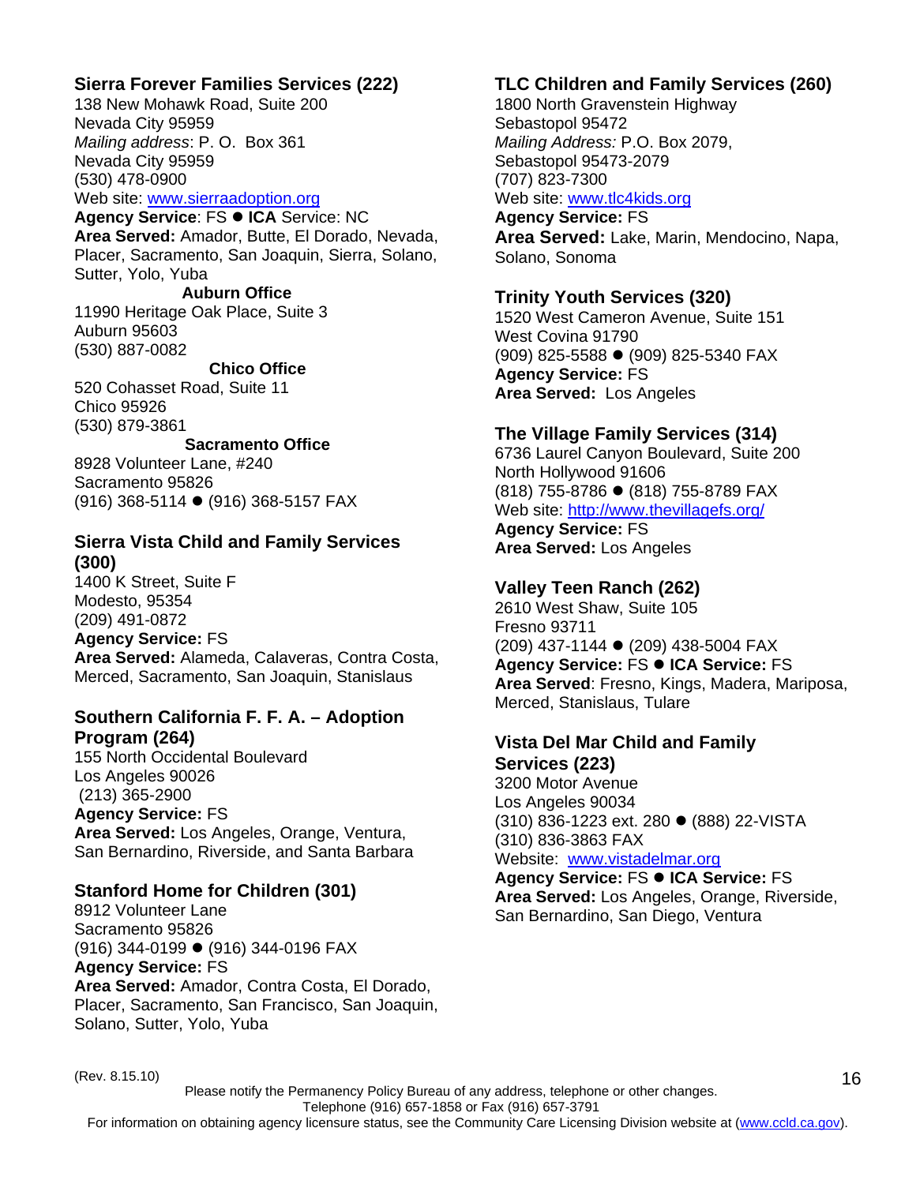### Sierra Forever Families Services (222)

138 New Mohawk Road, Suite 200
Nevada City 95959
*Mailing address*: P. O. Box 361
Nevada City 95959
(530) 478-0900
Web site: [www.sierraadoption.org](http://www.sierraadoption.org)
**Agency Service**: FS ● **ICA** Service: NC
**Area Served:** Amador, Butte, El Dorado, Nevada, Placer, Sacramento, San Joaquin, Sierra, Solano, Sutter, Yolo, Yuba

**Auburn Office**

11990 Heritage Oak Place, Suite 3
Auburn 95603
(530) 887-0082

**Chico Office**

520 Cohasset Road, Suite 11
Chico 95926
(530) 879-3861

**Sacramento Office**

8928 Volunteer Lane, #240
Sacramento 95826
(916) 368-5114 ● (916) 368-5157 FAX

### Sierra Vista Child and Family Services (300)

1400 K Street, Suite F
Modesto, 95354
(209) 491-0872
**Agency Service:** FS
**Area Served:** Alameda, Calaveras, Contra Costa, Merced, Sacramento, San Joaquin, Stanislaus

### Southern California F. F. A. – Adoption Program (264)

155 North Occidental Boulevard
Los Angeles 90026
(213) 365-2900
**Agency Service:** FS
**Area Served:** Los Angeles, Orange, Ventura, San Bernardino, Riverside, and Santa Barbara

### Stanford Home for Children (301)

8912 Volunteer Lane
Sacramento 95826
(916) 344-0199 ● (916) 344-0196 FAX
**Agency Service:** FS
**Area Served:** Amador, Contra Costa, El Dorado, Placer, Sacramento, San Francisco, San Joaquin, Solano, Sutter, Yolo, Yuba

### TLC Children and Family Services (260)

1800 North Gravenstein Highway
Sebastopol 95472
*Mailing Address:* P.O. Box 2079,
Sebastopol 95473-2079
(707) 823-7300
Web site: [www.tlc4kids.org](http://www.tlc4kids.org)
**Agency Service:** FS
**Area Served:** Lake, Marin, Mendocino, Napa, Solano, Sonoma

### Trinity Youth Services (320)

1520 West Cameron Avenue, Suite 151
West Covina 91790
(909) 825-5588 ● (909) 825-5340 FAX
**Agency Service:** FS
**Area Served:** Los Angeles

### The Village Family Services (314)

6736 Laurel Canyon Boulevard, Suite 200
North Hollywood 91606
(818) 755-8786 ● (818) 755-8789 FAX
Web site: [http://www.thevillagefs.org/](http://www.thevillagefs.org/)
**Agency Service:** FS
**Area Served:** Los Angeles

### Valley Teen Ranch (262)

2610 West Shaw, Suite 105
Fresno 93711
(209) 437-1144 ● (209) 438-5004 FAX
**Agency Service:** FS ● **ICA Service:** FS
**Area Served**: Fresno, Kings, Madera, Mariposa, Merced, Stanislaus, Tulare

### Vista Del Mar Child and Family Services (223)

3200 Motor Avenue
Los Angeles 90034
(310) 836-1223 ext. 280 ● (888) 22-VISTA
(310) 836-3863 FAX
Website: [www.vistadelmar.org](http://www.vistadelmar.org)
**Agency Service:** FS ● **ICA Service:** FS
**Area Served:** Los Angeles, Orange, Riverside, San Bernardino, San Diego, Ventura

(Rev. 8.15.10)

Please notify the Permanency Policy Bureau of any address, telephone or other changes.
Telephone (916) 657-1858 or Fax (916) 657-3791
For information on obtaining agency licensure status, see the Community Care Licensing Division website at ([www.ccld.ca.gov](http://www.ccld.ca.gov)).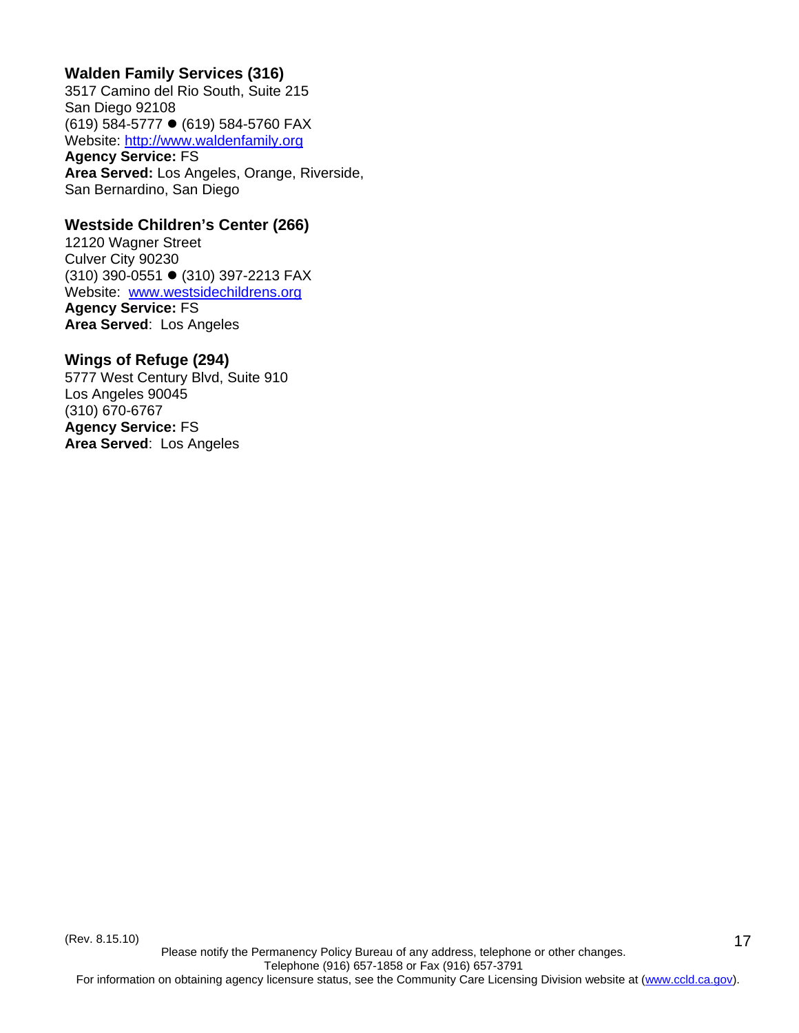**Walden Family Services (316)**
3517 Camino del Rio South, Suite 215
San Diego 92108
(619) 584-5777 ● (619) 584-5760 FAX
Website: http://www.waldenfamily.org
**Agency Service:** FS
**Area Served:** Los Angeles, Orange, Riverside, San Bernardino, San Diego

**Westside Children's Center (266)**
12120 Wagner Street
Culver City 90230
(310) 390-0551 ● (310) 397-2213 FAX
Website: www.westsidechildrens.org
**Agency Service:** FS
**Area Served**: Los Angeles

**Wings of Refuge (294)**
5777 West Century Blvd, Suite 910
Los Angeles 90045
(310) 670-6767
**Agency Service:** FS
**Area Served**: Los Angeles

(Rev. 8.15.10)

Please notify the Permanency Policy Bureau of any address, telephone or other changes.
Telephone (916) 657-1858 or Fax (916) 657-3791
For information on obtaining agency licensure status, see the Community Care Licensing Division website at (www.ccld.ca.gov).